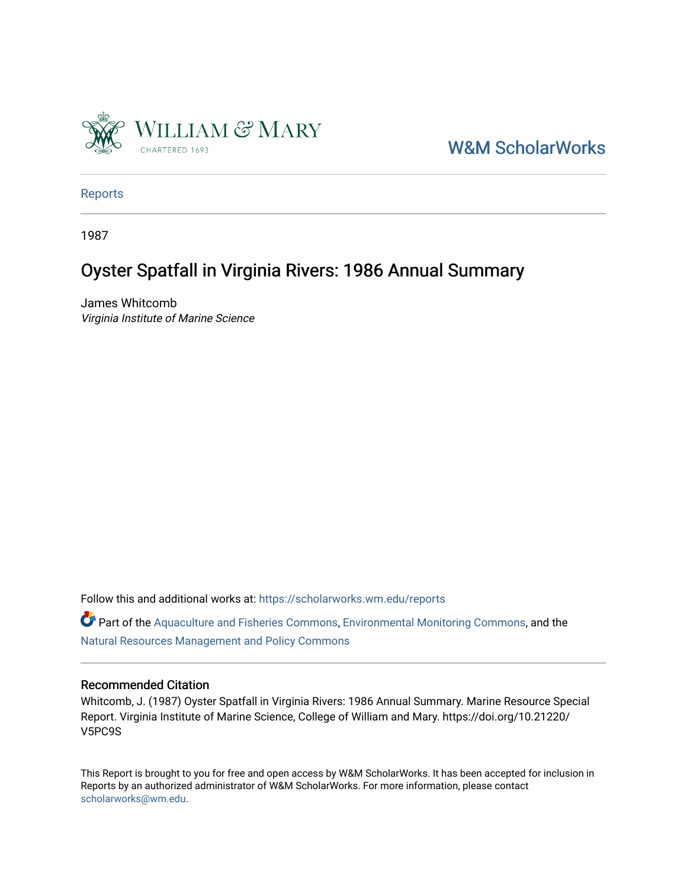William & Mary
CHARTERED 1693

W&M ScholarWorks

Reports

1987

# Oyster Spatfall in Virginia Rivers: 1986 Annual Summary

James Whitcomb
*Virginia Institute of Marine Science*

Follow this and additional works at: https://scholarworks.wm.edu/reports

Part of the Aquaculture and Fisheries Commons, Environmental Monitoring Commons, and the Natural Resources Management and Policy Commons

### Recommended Citation

Whitcomb, J. (1987) Oyster Spatfall in Virginia Rivers: 1986 Annual Summary. Marine Resource Special Report. Virginia Institute of Marine Science, College of William and Mary. https://doi.org/10.21220/V5PC9S

This Report is brought to you for free and open access by W&M ScholarWorks. It has been accepted for inclusion in Reports by an authorized administrator of W&M ScholarWorks. For more information, please contact scholarworks@wm.edu.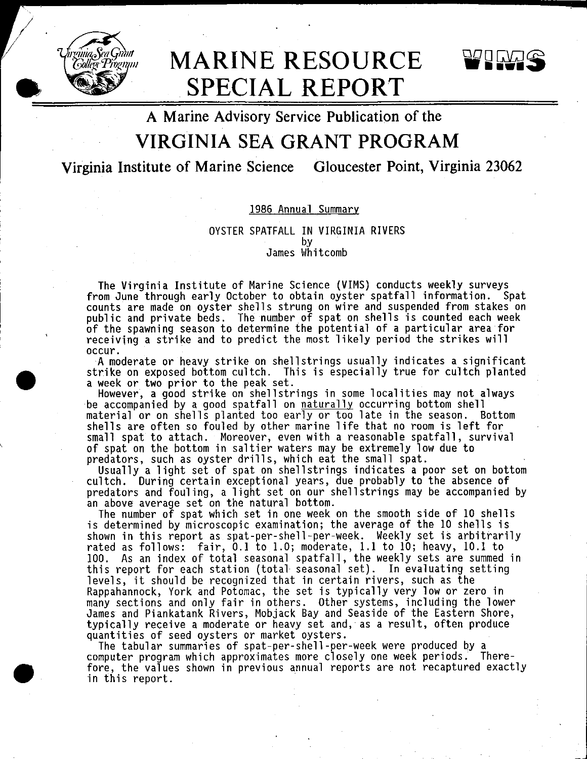# MARINE RESOURCE SPECIAL REPORT

## A Marine Advisory Service Publication of the

# VIRGINIA SEA GRANT PROGRAM

### Virginia Institute of Marine Science    Gloucester Point, Virginia 23062

1986 Annual Summary

OYSTER SPATFALL IN VIRGINIA RIVERS
by
James Whitcomb

The Virginia Institute of Marine Science (VIMS) conducts weekly surveys from June through early October to obtain oyster spatfall information. Spat counts are made on oyster shells strung on wire and suspended from stakes on public and private beds. The number of spat on shells is counted each week of the spawning season to determine the potential of a particular area for receiving a strike and to predict the most likely period the strikes will occur.

A moderate or heavy strike on shellstrings usually indicates a significant strike on exposed bottom cultch. This is especially true for cultch planted a week or two prior to the peak set.

However, a good strike on shellstrings in some localities may not always be accompanied by a good spatfall on naturally occurring bottom shell material or on shells planted too early or too late in the season. Bottom shells are often so fouled by other marine life that no room is left for small spat to attach. Moreover, even with a reasonable spatfall, survival of spat on the bottom in saltier waters may be extremely low due to predators, such as oyster drills, which eat the small spat.

Usually a light set of spat on shellstrings indicates a poor set on bottom cultch. During certain exceptional years, due probably to the absence of predators and fouling, a light set on our shellstrings may be accompanied by an above average set on the natural bottom.

The number of spat which set in one week on the smooth side of 10 shells is determined by microscopic examination; the average of the 10 shells is shown in this report as spat-per-shell-per-week. Weekly set is arbitrarily rated as follows: fair, 0.1 to 1.0; moderate, 1.1 to 10; heavy, 10.1 to 100. As an index of total seasonal spatfall, the weekly sets are summed in this report for each station (total seasonal set). In evaluating setting levels, it should be recognized that in certain rivers, such as the Rappahannock, York and Potomac, the set is typically very low or zero in many sections and only fair in others. Other systems, including the lower James and Piankatank Rivers, Mobjack Bay and Seaside of the Eastern Shore, typically receive a moderate or heavy set and, as a result, often produce quantities of seed oysters or market oysters.

The tabular summaries of spat-per-shell-per-week were produced by a computer program which approximates more closely one week periods. Therefore, the values shown in previous annual reports are not recaptured exactly in this report.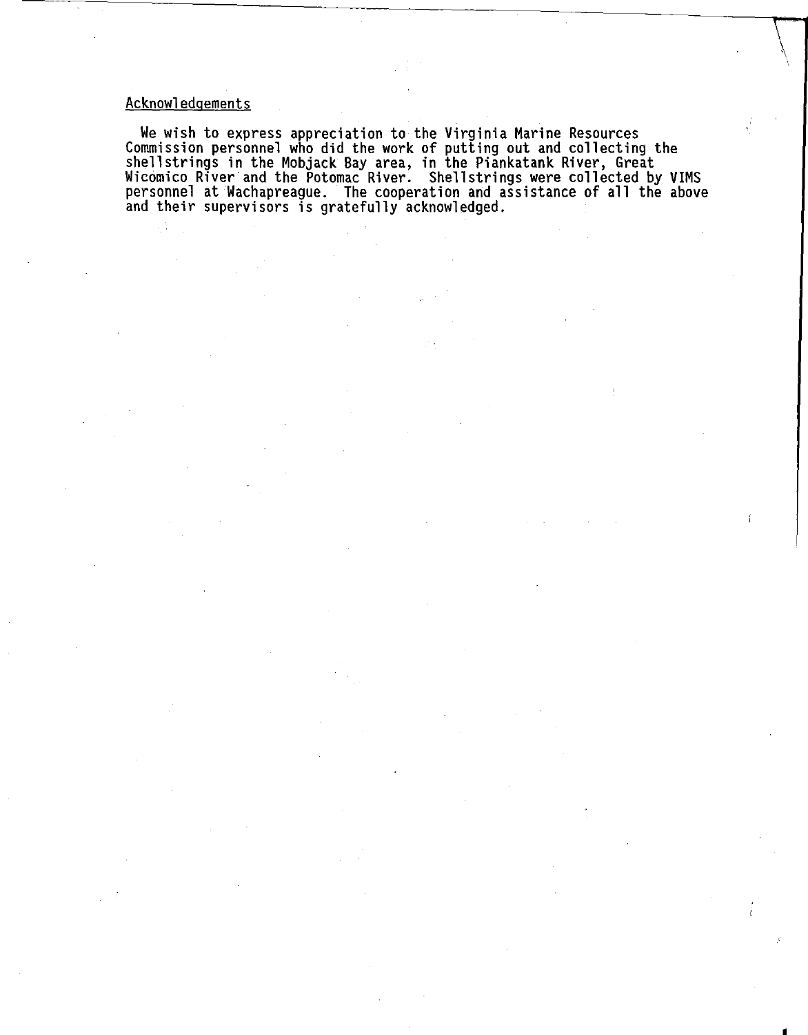## Acknowledgements

We wish to express appreciation to the Virginia Marine Resources Commission personnel who did the work of putting out and collecting the shellstrings in the Mobjack Bay area, in the Piankatank River, Great Wicomico River and the Potomac River. Shellstrings were collected by VIMS personnel at Wachapreague. The cooperation and assistance of all the above and their supervisors is gratefully acknowledged.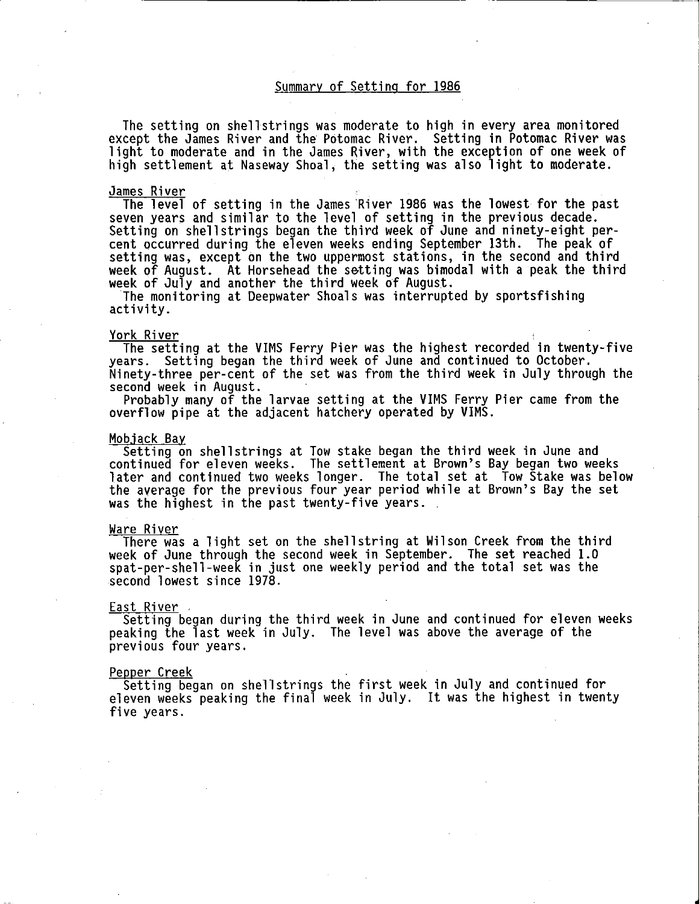# Summary of Setting for 1986

The setting on shellstrings was moderate to high in every area monitored except the James River and the Potomac River. Setting in Potomac River was light to moderate and in the James River, with the exception of one week of high settlement at Naseway Shoal, the setting was also light to moderate.

## James River

The level of setting in the James River 1986 was the lowest for the past seven years and similar to the level of setting in the previous decade. Setting on shellstrings began the third week of June and ninety-eight percent occurred during the eleven weeks ending September 13th. The peak of setting was, except on the two uppermost stations, in the second and third week of August. At Horsehead the setting was bimodal with a peak the third week of July and another the third week of August.

The monitoring at Deepwater Shoals was interrupted by sportsfishing activity.

## York River

The setting at the VIMS Ferry Pier was the highest recorded in twenty-five years. Setting began the third week of June and continued to October. Ninety-three per-cent of the set was from the third week in July through the second week in August.

Probably many of the larvae setting at the VIMS Ferry Pier came from the overflow pipe at the adjacent hatchery operated by VIMS.

## Mobjack Bay

Setting on shellstrings at Tow stake began the third week in June and continued for eleven weeks. The settlement at Brown's Bay began two weeks later and continued two weeks longer. The total set at Tow Stake was below the average for the previous four year period while at Brown's Bay the set was the highest in the past twenty-five years.

## Ware River

There was a light set on the shellstring at Wilson Creek from the third week of June through the second week in September. The set reached 1.0 spat-per-shell-week in just one weekly period and the total set was the second lowest since 1978.

## East River

Setting began during the third week in June and continued for eleven weeks peaking the last week in July. The level was above the average of the previous four years.

## Pepper Creek

Setting began on shellstrings the first week in July and continued for eleven weeks peaking the final week in July. It was the highest in twenty five years.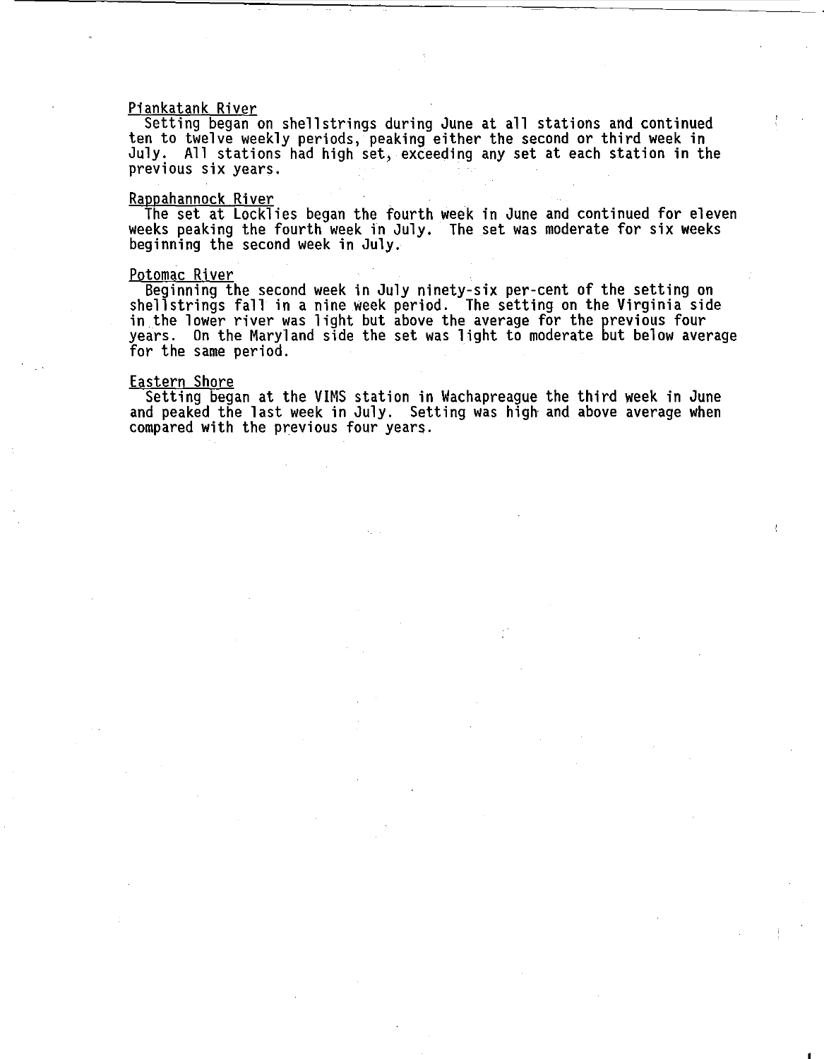Piankatank River

Setting began on shellstrings during June at all stations and continued ten to twelve weekly periods, peaking either the second or third week in July. All stations had high set, exceeding any set at each station in the previous six years.

Rappahannock River

The set at Locklies began the fourth week in June and continued for eleven weeks peaking the fourth week in July. The set was moderate for six weeks beginning the second week in July.

Potomac River

Beginning the second week in July ninety-six per-cent of the setting on shellstrings fall in a nine week period. The setting on the Virginia side in the lower river was light but above the average for the previous four years. On the Maryland side the set was light to moderate but below average for the same period.

Eastern Shore

Setting began at the VIMS station in Wachapreague the third week in June and peaked the last week in July. Setting was high and above average when compared with the previous four years.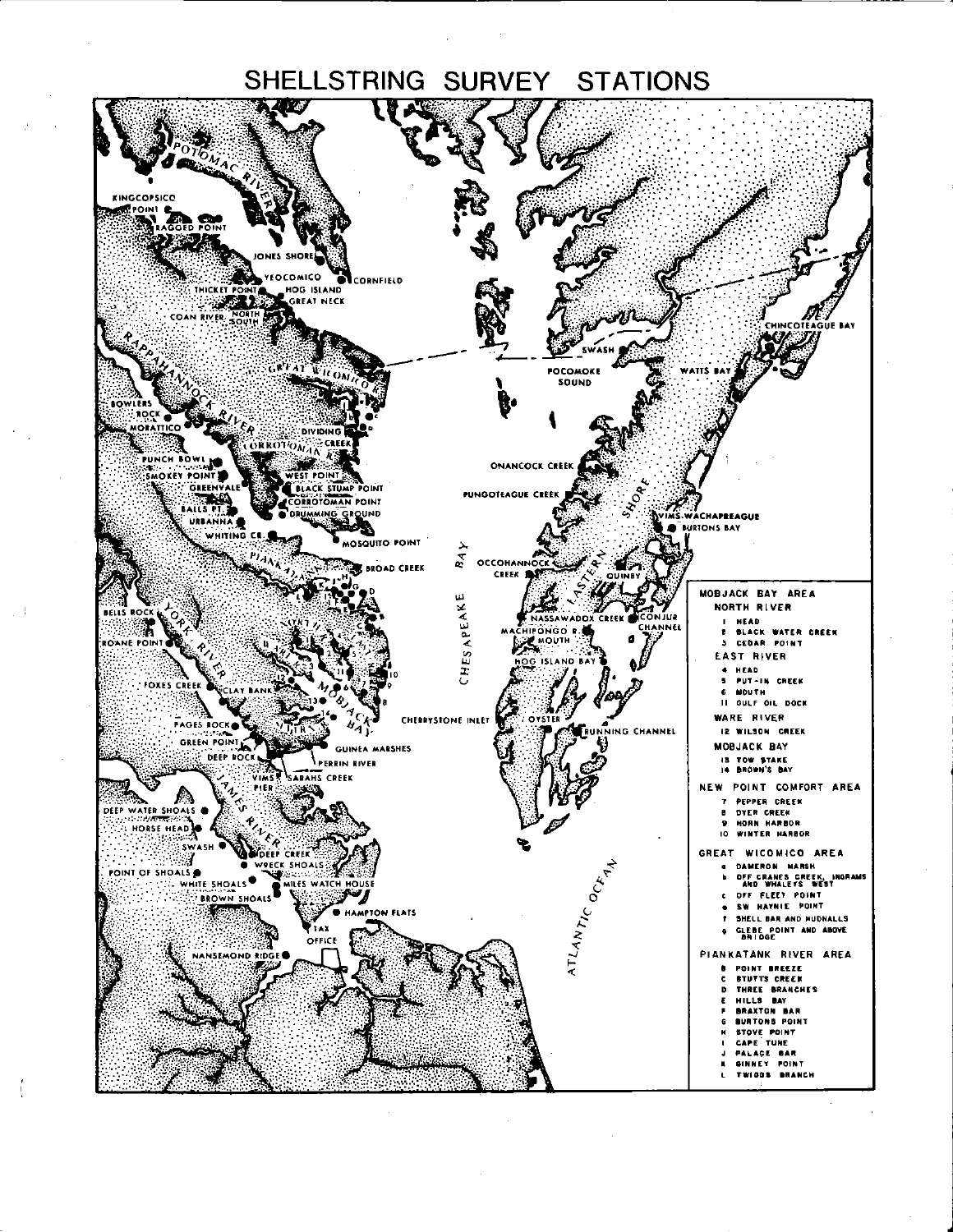# SHELLSTRING SURVEY STATIONS

**MOBJACK BAY AREA**

NORTH RIVER
- 1 HEAD
- 2 BLACK WATER CREEK
- 3 CEDAR POINT

EAST RIVER
- 4 HEAD
- 5 PUT-IN CREEK
- 6 MOUTH
- 11 GULF OIL DOCK

WARE RIVER
- 12 WILSON CREEK

MOBJACK BAY
- 13 TOW STAKE
- 14 BROWN'S BAY

**NEW POINT COMFORT AREA**
- 7 PEPPER CREEK
- 8 DYER CREEK
- 9 HORN HARBOR
- 10 WINTER HARBOR

**GREAT WICOMICO AREA**
- a DAMERON MARSH
- b OFF CRANES CREEK, INGRAMS AND WHALEYS WEST
- c OFF FLEET POINT
- e SW HAYNIE POINT
- f SHELL BAR AND HUDNALLS
- g GLEBE POINT AND ABOVE BRIDGE

**PIANKATANK RIVER AREA**
- B POINT BREEZE
- C STUTTS CREEK
- D THREE BRANCHES
- E HILLS BAY
- F BRAXTON BAR
- G BURTONS POINT
- H STOVE POINT
- I CAPE TUNE
- J PALACE BAR
- K GINNEY POINT
- L TWIGGS BRANCH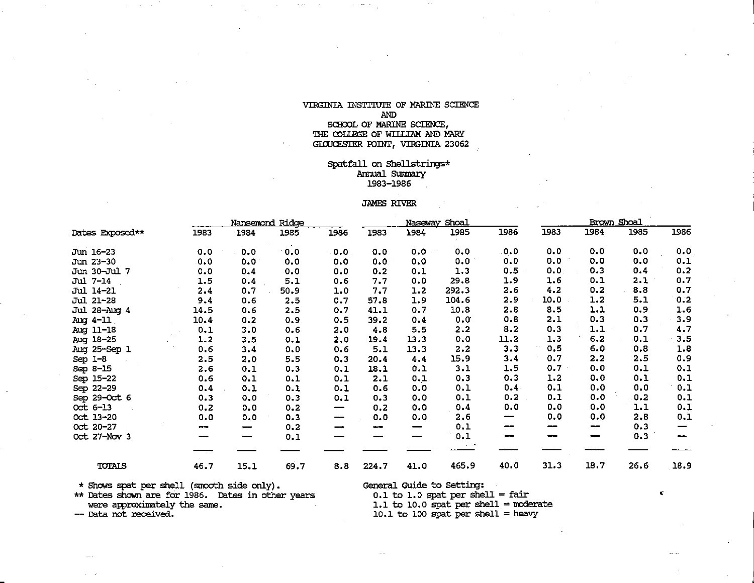VIRGINIA INSTITUTE OF MARINE SCIENCE
AND
SCHOOL OF MARINE SCIENCE,
THE COLLEGE OF WILLIAM AND MARY
GLOUCESTER POINT, VIRGINIA 23062

Spatfall on Shellstrings*
Annual Summary
1983-1986

JAMES RIVER

| | Nansemond Ridge | | | | Naseway Shoal | | | | Brown Shoal | | | |
|---|---|---|---|---|---|---|---|---|---|---|---|---|
| Dates Exposed** | 1983 | 1984 | 1985 | 1986 | 1983 | 1984 | 1985 | 1986 | 1983 | 1984 | 1985 | 1986 |
| Jun 16-23 | 0.0 | 0.0 | 0.0 | 0.0 | 0.0 | 0.0 | 0.0 | 0.0 | 0.0 | 0.0 | 0.0 | 0.0 |
| Jun 23-30 | 0.0 | 0.0 | 0.0 | 0.0 | 0.0 | 0.0 | 0.0 | 0.0 | 0.0 | 0.0 | 0.0 | 0.1 |
| Jun 30-Jul 7 | 0.0 | 0.4 | 0.0 | 0.0 | 0.2 | 0.1 | 1.3 | 0.5 | 0.0 | 0.3 | 0.4 | 0.2 |
| Jul 7-14 | 1.5 | 0.4 | 5.1 | 0.6 | 7.7 | 0.0 | 29.8 | 1.9 | 1.6 | 0.1 | 2.1 | 0.7 |
| Jul 14-21 | 2.4 | 0.7 | 50.9 | 1.0 | 7.7 | 1.2 | 292.3 | 2.6 | 4.2 | 0.2 | 8.8 | 0.7 |
| Jul 21-28 | 9.4 | 0.6 | 2.5 | 0.7 | 57.8 | 1.9 | 104.6 | 2.9 | 10.0 | 1.2 | 5.1 | 0.2 |
| Jul 28-Aug 4 | 14.5 | 0.6 | 2.5 | 0.7 | 41.1 | 0.7 | 10.8 | 2.8 | 8.5 | 1.1 | 0.9 | 1.6 |
| Aug 4-11 | 10.4 | 0.2 | 0.9 | 0.5 | 39.2 | 0.4 | 0.0 | 0.8 | 2.1 | 0.3 | 0.3 | 3.9 |
| Aug 11-18 | 0.1 | 3.0 | 0.6 | 2.0 | 4.8 | 5.5 | 2.2 | 8.2 | 0.3 | 1.1 | 0.7 | 4.7 |
| Aug 18-25 | 1.2 | 3.5 | 0.1 | 2.0 | 19.4 | 13.3 | 0.0 | 11.2 | 1.3 | 6.2 | 0.1 | 3.5 |
| Aug 25-Sep 1 | 0.6 | 3.4 | 0.0 | 0.6 | 5.1 | 13.3 | 2.2 | 3.3 | 0.5 | 6.0 | 0.8 | 1.8 |
| Sep 1-8 | 2.5 | 2.0 | 5.5 | 0.3 | 20.4 | 4.4 | 15.9 | 3.4 | 0.7 | 2.2 | 2.5 | 0.9 |
| Sep 8-15 | 2.6 | 0.1 | 0.3 | 0.1 | 18.1 | 0.1 | 3.1 | 1.5 | 0.7 | 0.0 | 0.1 | 0.1 |
| Sep 15-22 | 0.6 | 0.1 | 0.1 | 0.1 | 2.1 | 0.1 | 0.3 | 0.3 | 1.2 | 0.0 | 0.1 | 0.1 |
| Sep 22-29 | 0.4 | 0.1 | 0.1 | 0.1 | 0.6 | 0.0 | 0.1 | 0.4 | 0.1 | 0.0 | 0.0 | 0.1 |
| Sep 29-Oct 6 | 0.3 | 0.0 | 0.3 | 0.1 | 0.3 | 0.0 | 0.1 | 0.2 | 0.1 | 0.0 | 0.2 | 0.1 |
| Oct 6-13 | 0.2 | 0.0 | 0.2 | — | 0.2 | 0.0 | 0.4 | 0.0 | 0.0 | 0.0 | 1.1 | 0.1 |
| Oct 13-20 | 0.0 | 0.0 | 0.3 | — | 0.0 | 0.0 | 2.6 | — | 0.0 | 0.0 | 2.8 | 0.1 |
| Oct 20-27 | — | — | 0.2 | — | — | — | 0.1 | — | — | — | 0.3 | — |
| Oct 27-Nov 3 | — | — | 0.1 | — | — | — | 0.1 | — | — | — | 0.3 | — |
| TOTALS | 46.7 | 15.1 | 69.7 | 8.8 | 224.7 | 41.0 | 465.9 | 40.0 | 31.3 | 18.7 | 26.6 | 18.9 |

\* Shows spat per shell (smooth side only).
** Dates shown are for 1986. Dates in other years were approximately the same.
-- Data not received.

General Guide to Setting:
0.1 to 1.0 spat per shell = fair
1.1 to 10.0 spat per shell = moderate
10.1 to 100 spat per shell = heavy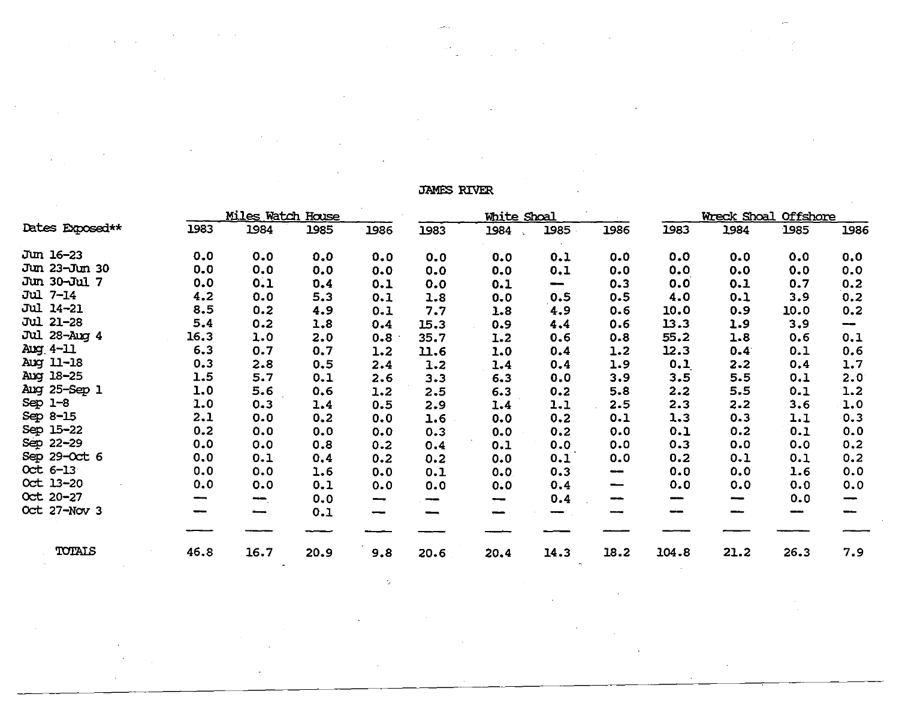JAMES RIVER

| Dates Exposed** | Miles Watch House | | | | White Shoal | | | | Wreck Shoal Offshore | | | |
|---|---|---|---|---|---|---|---|---|---|---|---|---|
| | 1983 | 1984 | 1985 | 1986 | 1983 | 1984 | 1985 | 1986 | 1983 | 1984 | 1985 | 1986 |
| Jun 16-23 | 0.0 | 0.0 | 0.0 | 0.0 | 0.0 | 0.0 | 0.1 | 0.0 | 0.0 | 0.0 | 0.0 | 0.0 |
| Jun 23-Jun 30 | 0.0 | 0.0 | 0.0 | 0.0 | 0.0 | 0.0 | 0.1 | 0.0 | 0.0 | 0.0 | 0.0 | 0.0 |
| Jun 30-Jul 7 | 0.0 | 0.1 | 0.4 | 0.1 | 0.0 | 0.1 | — | 0.3 | 0.0 | 0.1 | 0.7 | 0.2 |
| Jul 7-14 | 4.2 | 0.0 | 5.3 | 0.1 | 1.8 | 0.0 | 0.5 | 0.5 | 4.0 | 0.1 | 3.9 | 0.2 |
| Jul 14-21 | 8.5 | 0.2 | 4.9 | 0.1 | 7.7 | 1.8 | 4.9 | 0.6 | 10.0 | 0.9 | 10.0 | 0.2 |
| Jul 21-28 | 5.4 | 0.2 | 1.8 | 0.4 | 15.3 | 0.9 | 4.4 | 0.6 | 13.3 | 1.9 | 3.9 | — |
| Jul 28-Aug 4 | 16.3 | 1.0 | 2.0 | 0.8 | 35.7 | 1.2 | 0.6 | 0.8 | 55.2 | 1.8 | 0.6 | 0.1 |
| Aug 4-11 | 6.3 | 0.7 | 0.7 | 1.2 | 11.6 | 1.0 | 0.4 | 1.2 | 12.3 | 0.4 | 0.1 | 0.6 |
| Aug 11-18 | 0.3 | 2.8 | 0.5 | 2.4 | 1.2 | 1.4 | 0.4 | 1.9 | 0.1 | 2.2 | 0.4 | 1.7 |
| Aug 18-25 | 1.5 | 5.7 | 0.1 | 2.6 | 3.3 | 6.3 | 0.0 | 3.9 | 3.5 | 5.5 | 0.1 | 2.0 |
| Aug 25-Sep 1 | 1.0 | 5.6 | 0.6 | 1.2 | 2.5 | 6.3 | 0.2 | 5.8 | 2.2 | 5.5 | 0.1 | 1.2 |
| Sep 1-8 | 1.0 | 0.3 | 1.4 | 0.5 | 2.9 | 1.4 | 1.1 | 2.5 | 2.3 | 2.2 | 3.6 | 1.0 |
| Sep 8-15 | 2.1 | 0.0 | 0.2 | 0.0 | 1.6 | 0.0 | 0.2 | 0.1 | 1.3 | 0.3 | 1.1 | 0.3 |
| Sep 15-22 | 0.2 | 0.0 | 0.0 | 0.0 | 0.3 | 0.0 | 0.2 | 0.0 | 0.1 | 0.2 | 0.1 | 0.0 |
| Sep 22-29 | 0.0 | 0.0 | 0.8 | 0.2 | 0.4 | 0.1 | 0.0 | 0.0 | 0.3 | 0.0 | 0.0 | 0.2 |
| Sep 29-Oct 6 | 0.0 | 0.1 | 0.4 | 0.2 | 0.2 | 0.0 | 0.1 | 0.0 | 0.2 | 0.1 | 0.1 | 0.2 |
| Oct 6-13 | 0.0 | 0.0 | 1.6 | 0.0 | 0.1 | 0.0 | 0.3 | — | 0.0 | 0.0 | 1.6 | 0.0 |
| Oct 13-20 | 0.0 | 0.0 | 0.1 | 0.0 | 0.0 | 0.0 | 0.4 | — | 0.0 | 0.0 | 0.0 | 0.0 |
| Oct 20-27 | — | — | 0.0 | — | — | — | 0.4 | — | — | — | 0.0 | — |
| Oct 27-Nov 3 | — | — | 0.1 | — | — | — | — | — | — | — | — | — |
| TOTALS | 46.8 | 16.7 | 20.9 | 9.8 | 20.6 | 20.4 | 14.3 | 18.2 | 104.8 | 21.2 | 26.3 | 7.9 |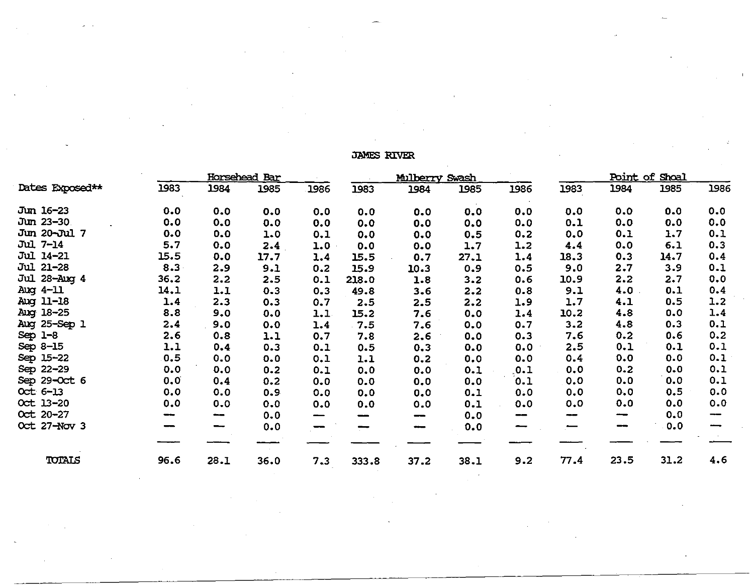JAMES RIVER

| Dates Exposed** | Horsehead Bar | | | | Mulberry Swash | | | | Point of Shoal | | | |
|---|---|---|---|---|---|---|---|---|---|---|---|---|
| | 1983 | 1984 | 1985 | 1986 | 1983 | 1984 | 1985 | 1986 | 1983 | 1984 | 1985 | 1986 |
| Jun 16-23 | 0.0 | 0.0 | 0.0 | 0.0 | 0.0 | 0.0 | 0.0 | 0.0 | 0.0 | 0.0 | 0.0 | 0.0 |
| Jun 23-30 | 0.0 | 0.0 | 0.0 | 0.0 | 0.0 | 0.0 | 0.0 | 0.0 | 0.1 | 0.0 | 0.0 | 0.0 |
| Jun 20-Jul 7 | 0.0 | 0.0 | 1.0 | 0.1 | 0.0 | 0.0 | 0.5 | 0.2 | 0.0 | 0.1 | 1.7 | 0.1 |
| Jul 7-14 | 5.7 | 0.0 | 2.4 | 1.0 | 0.0 | 0.0 | 1.7 | 1.2 | 4.4 | 0.0 | 6.1 | 0.3 |
| Jul 14-21 | 15.5 | 0.0 | 17.7 | 1.4 | 15.5 | 0.7 | 27.1 | 1.4 | 18.3 | 0.3 | 14.7 | 0.4 |
| Jul 21-28 | 8.3 | 2.9 | 9.1 | 0.2 | 15.9 | 10.3 | 0.9 | 0.5 | 9.0 | 2.7 | 3.9 | 0.1 |
| Jul 28-Aug 4 | 36.2 | 2.2 | 2.5 | 0.1 | 218.0 | 1.8 | 3.2 | 0.6 | 10.9 | 2.2 | 2.7 | 0.0 |
| Aug 4-11 | 14.1 | 1.1 | 0.3 | 0.3 | 49.8 | 3.6 | 2.2 | 0.8 | 9.1 | 4.0 | 0.1 | 0.4 |
| Aug 11-18 | 1.4 | 2.3 | 0.3 | 0.7 | 2.5 | 2.5 | 2.2 | 1.9 | 1.7 | 4.1 | 0.5 | 1.2 |
| Aug 18-25 | 8.8 | 9.0 | 0.0 | 1.1 | 15.2 | 7.6 | 0.0 | 1.4 | 10.2 | 4.8 | 0.0 | 1.4 |
| Aug 25-Sep 1 | 2.4 | 9.0 | 0.0 | 1.4 | 7.5 | 7.6 | 0.0 | 0.7 | 3.2 | 4.8 | 0.3 | 0.1 |
| Sep 1-8 | 2.6 | 0.8 | 1.1 | 0.7 | 7.8 | 2.6 | 0.0 | 0.3 | 7.6 | 0.2 | 0.6 | 0.2 |
| Sep 8-15 | 1.1 | 0.4 | 0.3 | 0.1 | 0.5 | 0.3 | 0.0 | 0.0 | 2.5 | 0.1 | 0.1 | 0.1 |
| Sep 15-22 | 0.5 | 0.0 | 0.0 | 0.1 | 1.1 | 0.2 | 0.0 | 0.0 | 0.4 | 0.0 | 0.0 | 0.1 |
| Sep 22-29 | 0.0 | 0.0 | 0.2 | 0.1 | 0.0 | 0.0 | 0.1 | 0.1 | 0.0 | 0.2 | 0.0 | 0.1 |
| Sep 29-Oct 6 | 0.0 | 0.4 | 0.2 | 0.0 | 0.0 | 0.0 | 0.0 | 0.1 | 0.0 | 0.0 | 0.0 | 0.1 |
| Oct 6-13 | 0.0 | 0.0 | 0.9 | 0.0 | 0.0 | 0.0 | 0.1 | 0.0 | 0.0 | 0.0 | 0.5 | 0.0 |
| Oct 13-20 | 0.0 | 0.0 | 0.0 | 0.0 | 0.0 | 0.0 | 0.1 | 0.0 | 0.0 | 0.0 | 0.0 | 0.0 |
| Oct 20-27 | — | — | 0.0 | — | — | — | 0.0 | — | — | — | 0.0 | — |
| Oct 27-Nov 3 | — | — | 0.0 | — | — | — | 0.0 | — | — | — | 0.0 | — |
| TOTALS | 96.6 | 28.1 | 36.0 | 7.3 | 333.8 | 37.2 | 38.1 | 9.2 | 77.4 | 23.5 | 31.2 | 4.6 |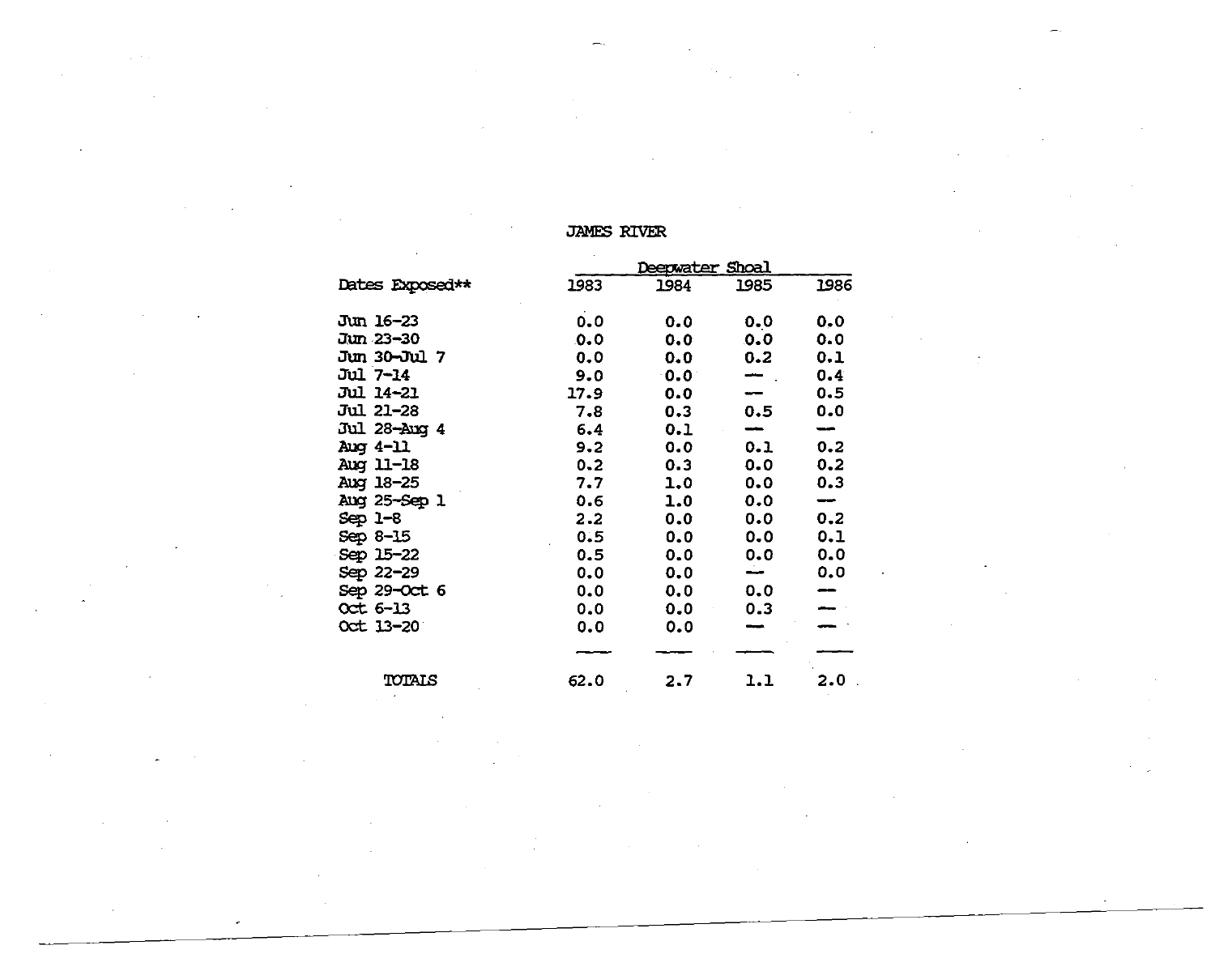JAMES RIVER

| Dates Exposed** | Deepwater Shoal | | | |
|---|---|---|---|---|
| | 1983 | 1984 | 1985 | 1986 |
| Jun 16-23 | 0.0 | 0.0 | 0.0 | 0.0 |
| Jun 23-30 | 0.0 | 0.0 | 0.0 | 0.0 |
| Jun 30-Jul 7 | 0.0 | 0.0 | 0.2 | 0.1 |
| Jul 7-14 | 9.0 | 0.0 | — | 0.4 |
| Jul 14-21 | 17.9 | 0.0 | — | 0.5 |
| Jul 21-28 | 7.8 | 0.3 | 0.5 | 0.0 |
| Jul 28-Aug 4 | 6.4 | 0.1 | — | — |
| Aug 4-11 | 9.2 | 0.0 | 0.1 | 0.2 |
| Aug 11-18 | 0.2 | 0.3 | 0.0 | 0.2 |
| Aug 18-25 | 7.7 | 1.0 | 0.0 | 0.3 |
| Aug 25-Sep 1 | 0.6 | 1.0 | 0.0 | — |
| Sep 1-8 | 2.2 | 0.0 | 0.0 | 0.2 |
| Sep 8-15 | 0.5 | 0.0 | 0.0 | 0.1 |
| Sep 15-22 | 0.5 | 0.0 | 0.0 | 0.0 |
| Sep 22-29 | 0.0 | 0.0 | — | 0.0 |
| Sep 29-Oct 6 | 0.0 | 0.0 | 0.0 | — |
| Oct 6-13 | 0.0 | 0.0 | 0.3 | — |
| Oct 13-20 | 0.0 | 0.0 | — | — |
| TOTALS | 62.0 | 2.7 | 1.1 | 2.0 |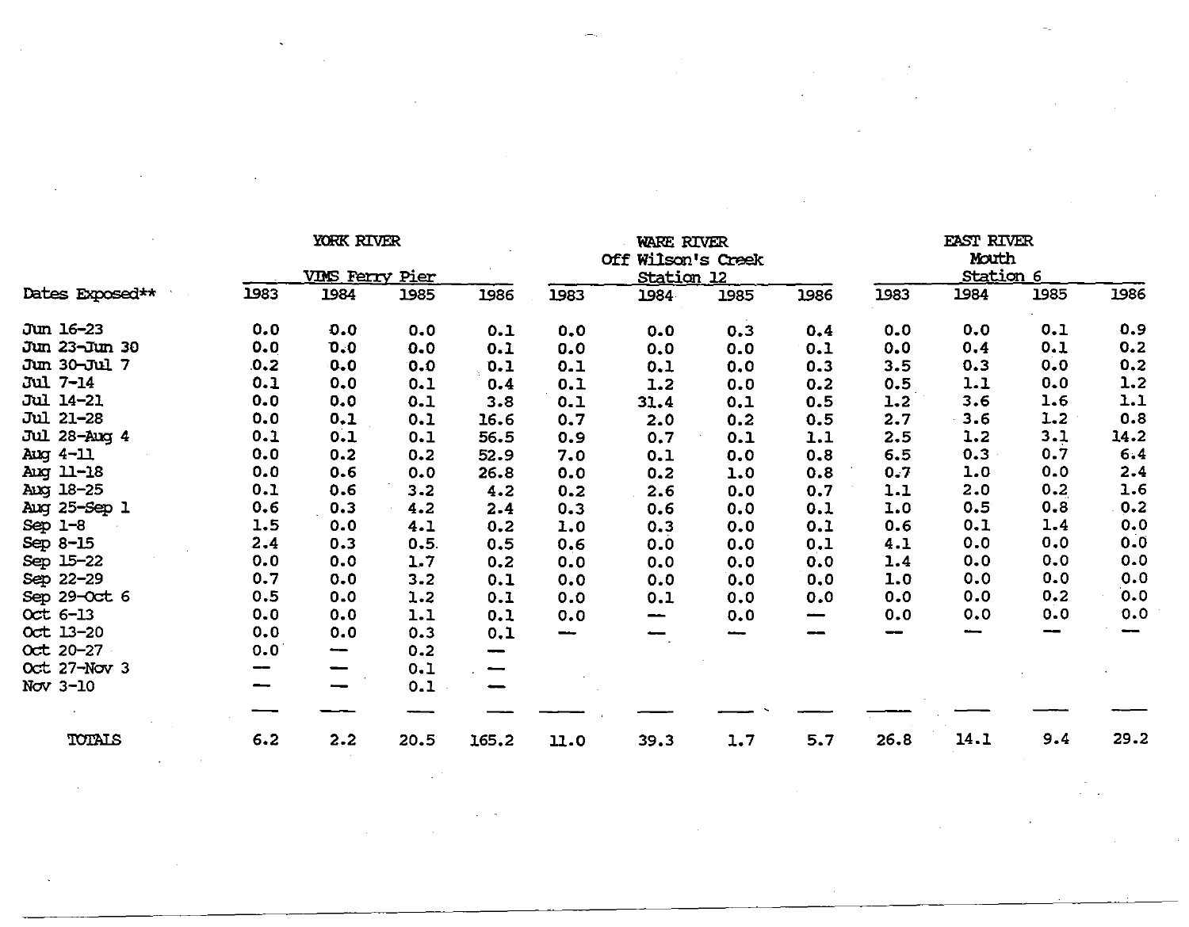| Dates Exposed** | YORK RIVER VIMS Ferry Pier 1983 | 1984 | 1985 | 1986 | WARE RIVER Off Wilson's Creek Station 12 1983 | 1984 | 1985 | 1986 | EAST RIVER Mouth Station 6 1983 | 1984 | 1985 | 1986 |
|---|---|---|---|---|---|---|---|---|---|---|---|---|
| Jun 16-23 | 0.0 | 0.0 | 0.0 | 0.1 | 0.0 | 0.0 | 0.3 | 0.4 | 0.0 | 0.0 | 0.1 | 0.9 |
| Jun 23-Jun 30 | 0.0 | 0.0 | 0.0 | 0.1 | 0.0 | 0.0 | 0.0 | 0.1 | 0.0 | 0.4 | 0.1 | 0.2 |
| Jun 30-Jul 7 | 0.2 | 0.0 | 0.0 | 0.1 | 0.1 | 0.1 | 0.0 | 0.3 | 3.5 | 0.3 | 0.0 | 0.2 |
| Jul 7-14 | 0.1 | 0.0 | 0.1 | 0.4 | 0.1 | 1.2 | 0.0 | 0.2 | 0.5 | 1.1 | 0.0 | 1.2 |
| Jul 14-21 | 0.0 | 0.0 | 0.1 | 3.8 | 0.1 | 31.4 | 0.1 | 0.5 | 1.2 | 3.6 | 1.6 | 1.1 |
| Jul 21-28 | 0.0 | 0.1 | 0.1 | 16.6 | 0.7 | 2.0 | 0.2 | 0.5 | 2.7 | 3.6 | 1.2 | 0.8 |
| Jul 28-Aug 4 | 0.1 | 0.1 | 0.1 | 56.5 | 0.9 | 0.7 | 0.1 | 1.1 | 2.5 | 1.2 | 3.1 | 14.2 |
| Aug 4-11 | 0.0 | 0.2 | 0.2 | 52.9 | 7.0 | 0.1 | 0.0 | 0.8 | 6.5 | 0.3 | 0.7 | 6.4 |
| Aug 11-18 | 0.0 | 0.6 | 0.0 | 26.8 | 0.0 | 0.2 | 1.0 | 0.8 | 0.7 | 1.0 | 0.0 | 2.4 |
| Aug 18-25 | 0.1 | 0.6 | 3.2 | 4.2 | 0.2 | 2.6 | 0.0 | 0.7 | 1.1 | 2.0 | 0.2 | 1.6 |
| Aug 25-Sep 1 | 0.6 | 0.3 | 4.2 | 2.4 | 0.3 | 0.6 | 0.0 | 0.1 | 1.0 | 0.5 | 0.8 | 0.2 |
| Sep 1-8 | 1.5 | 0.0 | 4.1 | 0.2 | 1.0 | 0.3 | 0.0 | 0.1 | 0.6 | 0.1 | 1.4 | 0.0 |
| Sep 8-15 | 2.4 | 0.3 | 0.5 | 0.5 | 0.6 | 0.0 | 0.0 | 0.1 | 4.1 | 0.0 | 0.0 | 0.0 |
| Sep 15-22 | 0.0 | 0.0 | 1.7 | 0.2 | 0.0 | 0.0 | 0.0 | 0.0 | 1.4 | 0.0 | 0.0 | 0.0 |
| Sep 22-29 | 0.7 | 0.0 | 3.2 | 0.1 | 0.0 | 0.0 | 0.0 | 0.0 | 1.0 | 0.0 | 0.0 | 0.0 |
| Sep 29-Oct 6 | 0.5 | 0.0 | 1.2 | 0.1 | 0.0 | 0.1 | 0.0 | 0.0 | 0.0 | 0.0 | 0.2 | 0.0 |
| Oct 6-13 | 0.0 | 0.0 | 1.1 | 0.1 | 0.0 | — | 0.0 | — | 0.0 | 0.0 | 0.0 | 0.0 |
| Oct 13-20 | 0.0 | 0.0 | 0.3 | 0.1 | — | — | — | — | — | — | — | — |
| Oct 20-27 | 0.0 | — | 0.2 | — | | | | | | | | |
| Oct 27-Nov 3 | — | — | 0.1 | — | | | | | | | | |
| Nov 3-10 | — | — | 0.1 | — | | | | | | | | |
| TOTALS | 6.2 | 2.2 | 20.5 | 165.2 | 11.0 | 39.3 | 1.7 | 5.7 | 26.8 | 14.1 | 9.4 | 29.2 |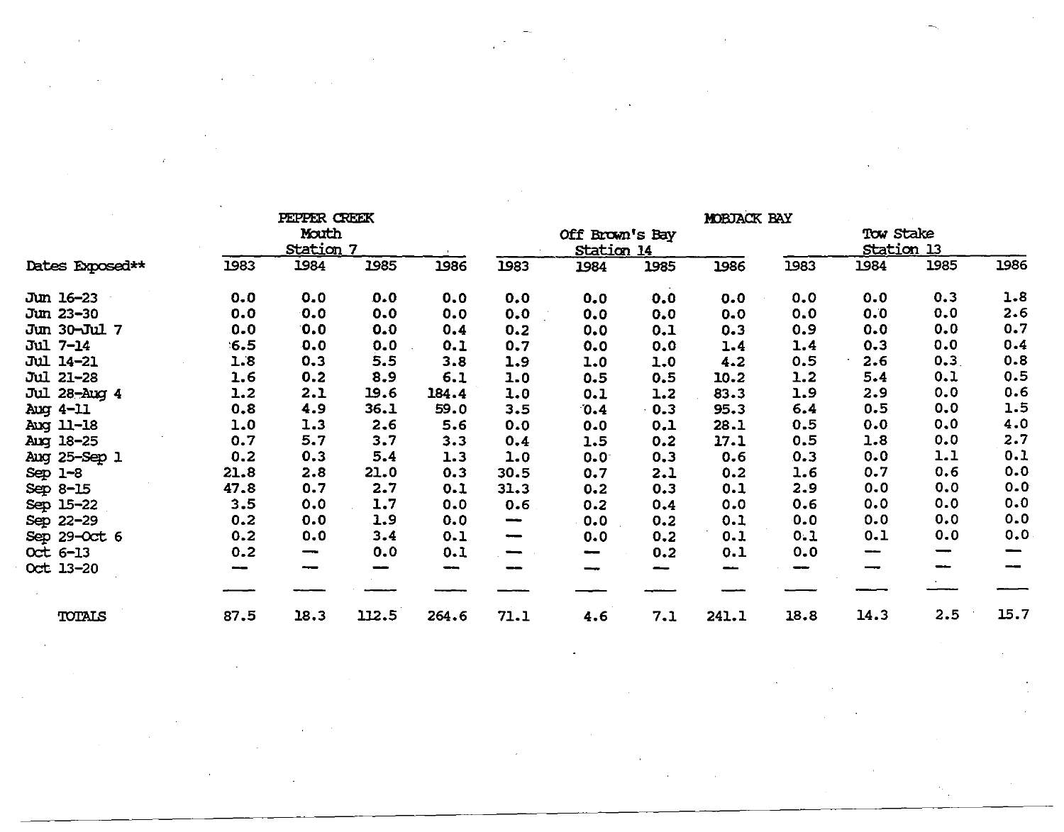| Dates Exposed** | PEPPER CREEK Mouth Station 7 | | | | MOBJACK BAY Off Brown's Bay Station 14 | | | | MOBJACK BAY Tow Stake Station 13 | | | |
|---|---|---|---|---|---|---|---|---|---|---|---|---|
| | 1983 | 1984 | 1985 | 1986 | 1983 | 1984 | 1985 | 1986 | 1983 | 1984 | 1985 | 1986 |
| Jun 16-23 | 0.0 | 0.0 | 0.0 | 0.0 | 0.0 | 0.0 | 0.0 | 0.0 | 0.0 | 0.0 | 0.3 | 1.8 |
| Jun 23-30 | 0.0 | 0.0 | 0.0 | 0.0 | 0.0 | 0.0 | 0.0 | 0.0 | 0.0 | 0.0 | 0.0 | 2.6 |
| Jun 30-Jul 7 | 0.0 | 0.0 | 0.0 | 0.4 | 0.2 | 0.0 | 0.1 | 0.3 | 0.9 | 0.0 | 0.0 | 0.7 |
| Jul 7-14 | 6.5 | 0.0 | 0.0 | 0.1 | 0.7 | 0.0 | 0.0 | 1.4 | 1.4 | 0.3 | 0.0 | 0.4 |
| Jul 14-21 | 1.8 | 0.3 | 5.5 | 3.8 | 1.9 | 1.0 | 1.0 | 4.2 | 0.5 | 2.6 | 0.3 | 0.8 |
| Jul 21-28 | 1.6 | 0.2 | 8.9 | 6.1 | 1.0 | 0.5 | 0.5 | 10.2 | 1.2 | 5.4 | 0.1 | 0.5 |
| Jul 28-Aug 4 | 1.2 | 2.1 | 19.6 | 184.4 | 1.0 | 0.1 | 1.2 | 83.3 | 1.9 | 2.9 | 0.0 | 0.6 |
| Aug 4-11 | 0.8 | 4.9 | 36.1 | 59.0 | 3.5 | 0.4 | 0.3 | 95.3 | 6.4 | 0.5 | 0.0 | 1.5 |
| Aug 11-18 | 1.0 | 1.3 | 2.6 | 5.6 | 0.0 | 0.0 | 0.1 | 28.1 | 0.5 | 0.0 | 0.0 | 4.0 |
| Aug 18-25 | 0.7 | 5.7 | 3.7 | 3.3 | 0.4 | 1.5 | 0.2 | 17.1 | 0.5 | 1.8 | 0.0 | 2.7 |
| Aug 25-Sep 1 | 0.2 | 0.3 | 5.4 | 1.3 | 1.0 | 0.0 | 0.3 | 0.6 | 0.3 | 0.0 | 1.1 | 0.1 |
| Sep 1-8 | 21.8 | 2.8 | 21.0 | 0.3 | 30.5 | 0.7 | 2.1 | 0.2 | 1.6 | 0.7 | 0.6 | 0.0 |
| Sep 8-15 | 47.8 | 0.7 | 2.7 | 0.1 | 31.3 | 0.2 | 0.3 | 0.1 | 2.9 | 0.0 | 0.0 | 0.0 |
| Sep 15-22 | 3.5 | 0.0 | 1.7 | 0.0 | 0.6 | 0.2 | 0.4 | 0.0 | 0.6 | 0.0 | 0.0 | 0.0 |
| Sep 22-29 | 0.2 | 0.0 | 1.9 | 0.0 | — | 0.0 | 0.2 | 0.1 | 0.0 | 0.0 | 0.0 | 0.0 |
| Sep 29-Oct 6 | 0.2 | 0.0 | 3.4 | 0.1 | — | 0.0 | 0.2 | 0.1 | 0.1 | 0.1 | 0.0 | 0.0 |
| Oct 6-13 | 0.2 | — | 0.0 | 0.1 | — | — | 0.2 | 0.1 | 0.0 | — | — | — |
| Oct 13-20 | — | — | — | — | — | — | — | — | — | — | — | — |
| TOTALS | 87.5 | 18.3 | 112.5 | 264.6 | 71.1 | 4.6 | 7.1 | 241.1 | 18.8 | 14.3 | 2.5 | 15.7 |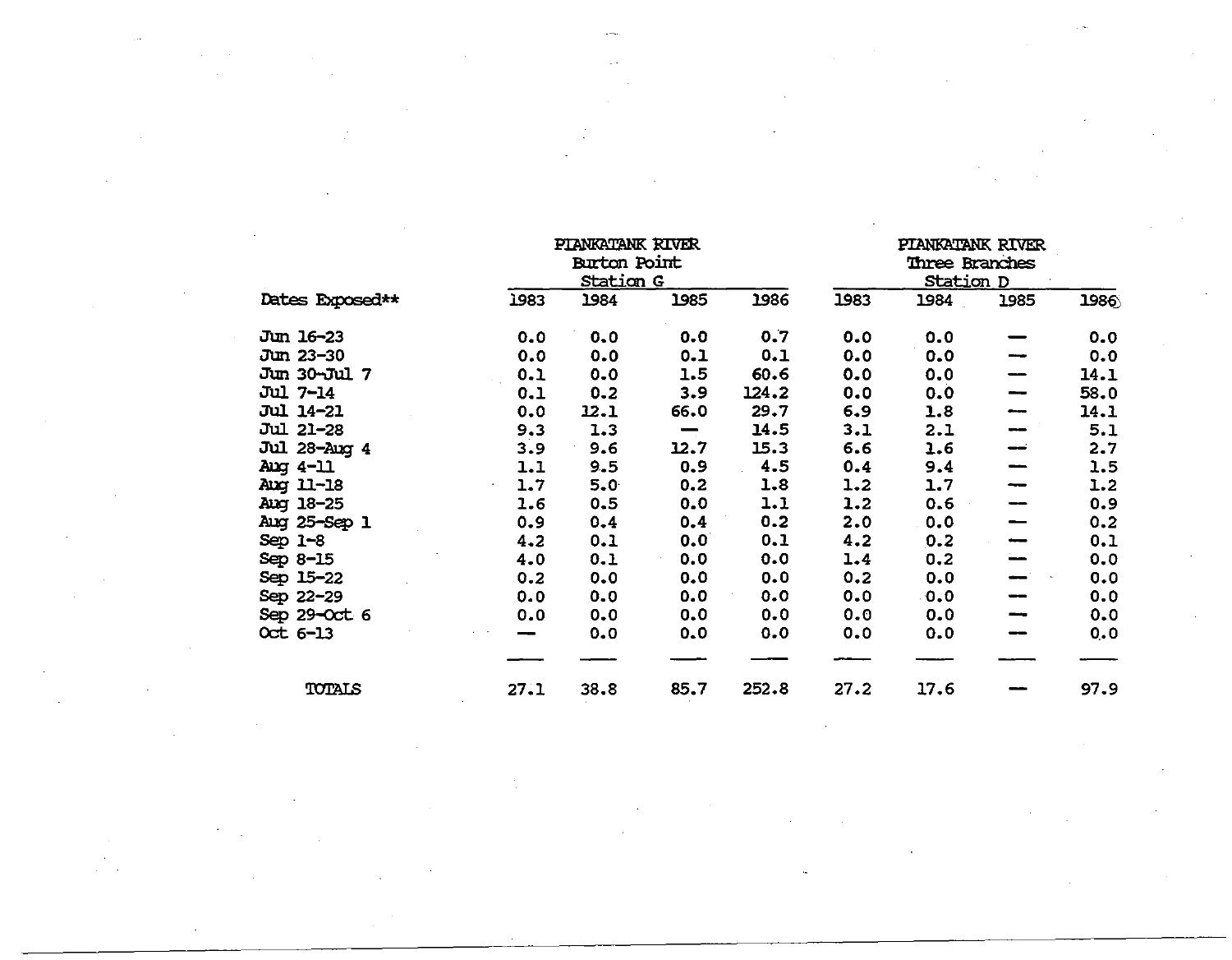| Dates Exposed** | PIANKATANK RIVER Burton Point Station G | | | | PIANKATANK RIVER Three Branches Station D | | | |
|---|---|---|---|---|---|---|---|---|
| | 1983 | 1984 | 1985 | 1986 | 1983 | 1984 | 1985 | 1986 |
| Jun 16-23 | 0.0 | 0.0 | 0.0 | 0.7 | 0.0 | 0.0 | — | 0.0 |
| Jun 23-30 | 0.0 | 0.0 | 0.1 | 0.1 | 0.0 | 0.0 | — | 0.0 |
| Jun 30-Jul 7 | 0.1 | 0.0 | 1.5 | 60.6 | 0.0 | 0.0 | — | 14.1 |
| Jul 7-14 | 0.1 | 0.2 | 3.9 | 124.2 | 0.0 | 0.0 | — | 58.0 |
| Jul 14-21 | 0.0 | 12.1 | 66.0 | 29.7 | 6.9 | 1.8 | — | 14.1 |
| Jul 21-28 | 9.3 | 1.3 | — | 14.5 | 3.1 | 2.1 | — | 5.1 |
| Jul 28-Aug 4 | 3.9 | 9.6 | 12.7 | 15.3 | 6.6 | 1.6 | — | 2.7 |
| Aug 4-11 | 1.1 | 9.5 | 0.9 | 4.5 | 0.4 | 9.4 | — | 1.5 |
| Aug 11-18 | 1.7 | 5.0 | 0.2 | 1.8 | 1.2 | 1.7 | — | 1.2 |
| Aug 18-25 | 1.6 | 0.5 | 0.0 | 1.1 | 1.2 | 0.6 | — | 0.9 |
| Aug 25-Sep 1 | 0.9 | 0.4 | 0.4 | 0.2 | 2.0 | 0.0 | — | 0.2 |
| Sep 1-8 | 4.2 | 0.1 | 0.0 | 0.1 | 4.2 | 0.2 | — | 0.1 |
| Sep 8-15 | 4.0 | 0.1 | 0.0 | 0.0 | 1.4 | 0.2 | — | 0.0 |
| Sep 15-22 | 0.2 | 0.0 | 0.0 | 0.0 | 0.2 | 0.0 | — | 0.0 |
| Sep 22-29 | 0.0 | 0.0 | 0.0 | 0.0 | 0.0 | 0.0 | — | 0.0 |
| Sep 29-Oct 6 | 0.0 | 0.0 | 0.0 | 0.0 | 0.0 | 0.0 | — | 0.0 |
| Oct 6-13 | — | 0.0 | 0.0 | 0.0 | 0.0 | 0.0 | — | 0.0 |
| TOTALS | 27.1 | 38.8 | 85.7 | 252.8 | 27.2 | 17.6 | — | 97.9 |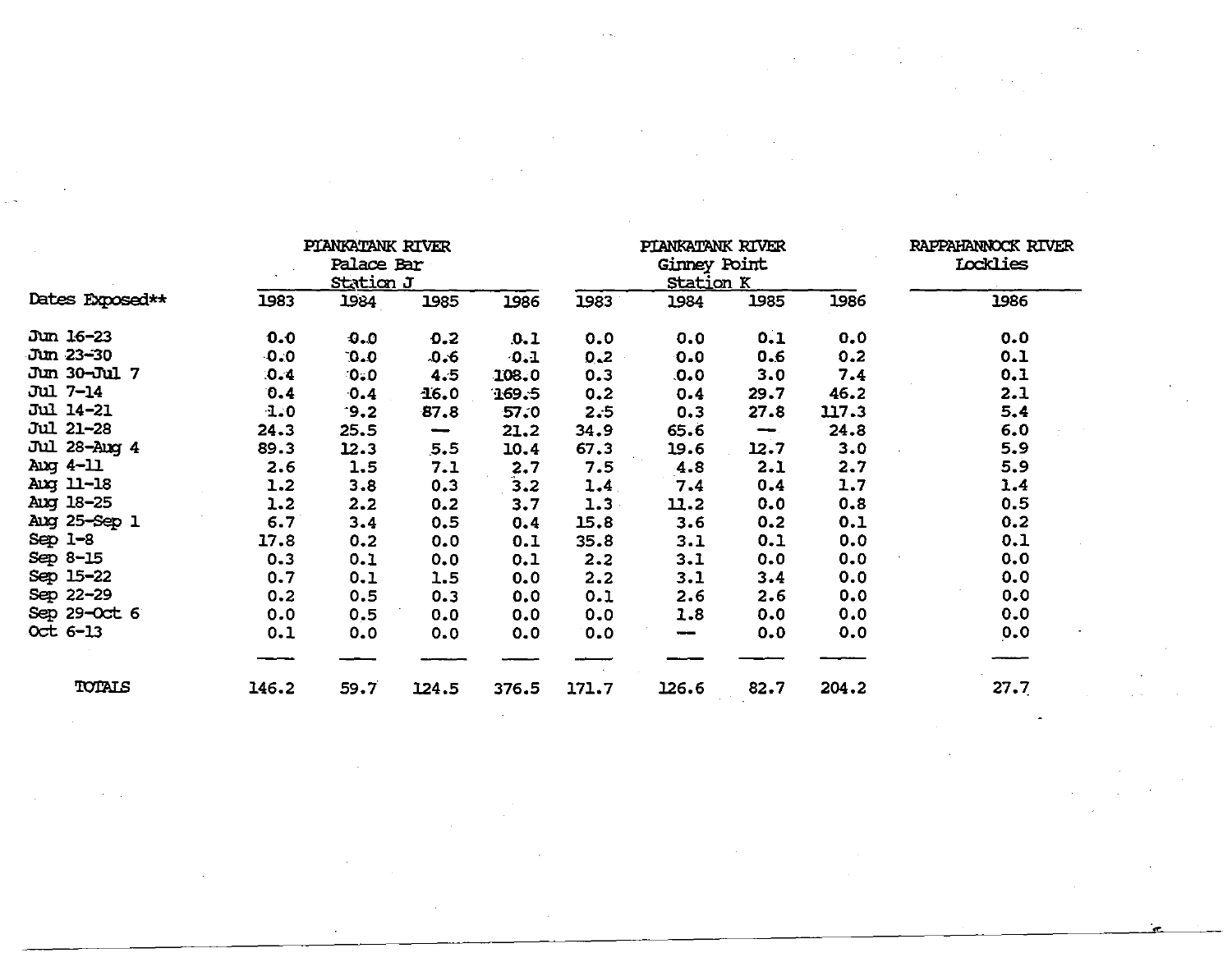| Dates Exposed** | PIANKATANK RIVER Palace Bar Station J 1983 | 1984 | 1985 | 1986 | PIANKATANK RIVER Ginney Point Station K 1983 | 1984 | 1985 | 1986 | RAPPAHANNOCK RIVER Locklies 1986 |
|---|---|---|---|---|---|---|---|---|---|
| Jun 16-23 | 0.0 | 0.0 | 0.2 | 0.1 | 0.0 | 0.0 | 0.1 | 0.0 | 0.0 |
| Jun 23-30 | 0.0 | 0.0 | 0.6 | 0.1 | 0.2 | 0.0 | 0.6 | 0.2 | 0.1 |
| Jun 30-Jul 7 | 0.4 | 0.0 | 4.5 | 108.0 | 0.3 | 0.0 | 3.0 | 7.4 | 0.1 |
| Jul 7-14 | 0.4 | 0.4 | 16.0 | 169.5 | 0.2 | 0.4 | 29.7 | 46.2 | 2.1 |
| Jul 14-21 | 1.0 | 9.2 | 87.8 | 57.0 | 2.5 | 0.3 | 27.8 | 117.3 | 5.4 |
| Jul 21-28 | 24.3 | 25.5 | — | 21.2 | 34.9 | 65.6 | — | 24.8 | 6.0 |
| Jul 28-Aug 4 | 89.3 | 12.3 | 5.5 | 10.4 | 67.3 | 19.6 | 12.7 | 3.0 | 5.9 |
| Aug 4-11 | 2.6 | 1.5 | 7.1 | 2.7 | 7.5 | 4.8 | 2.1 | 2.7 | 5.9 |
| Aug 11-18 | 1.2 | 3.8 | 0.3 | 3.2 | 1.4 | 7.4 | 0.4 | 1.7 | 1.4 |
| Aug 18-25 | 1.2 | 2.2 | 0.2 | 3.7 | 1.3 | 11.2 | 0.0 | 0.8 | 0.5 |
| Aug 25-Sep 1 | 6.7 | 3.4 | 0.5 | 0.4 | 15.8 | 3.6 | 0.2 | 0.1 | 0.2 |
| Sep 1-8 | 17.8 | 0.2 | 0.0 | 0.1 | 35.8 | 3.1 | 0.1 | 0.0 | 0.1 |
| Sep 8-15 | 0.3 | 0.1 | 0.0 | 0.1 | 2.2 | 3.1 | 0.0 | 0.0 | 0.0 |
| Sep 15-22 | 0.7 | 0.1 | 1.5 | 0.0 | 2.2 | 3.1 | 3.4 | 0.0 | 0.0 |
| Sep 22-29 | 0.2 | 0.5 | 0.3 | 0.0 | 0.1 | 2.6 | 2.6 | 0.0 | 0.0 |
| Sep 29-Oct 6 | 0.0 | 0.5 | 0.0 | 0.0 | 0.0 | 1.8 | 0.0 | 0.0 | 0.0 |
| Oct 6-13 | 0.1 | 0.0 | 0.0 | 0.0 | 0.0 | — | 0.0 | 0.0 | 0.0 |
| TOTALS | 146.2 | 59.7 | 124.5 | 376.5 | 171.7 | 126.6 | 82.7 | 204.2 | 27.7 |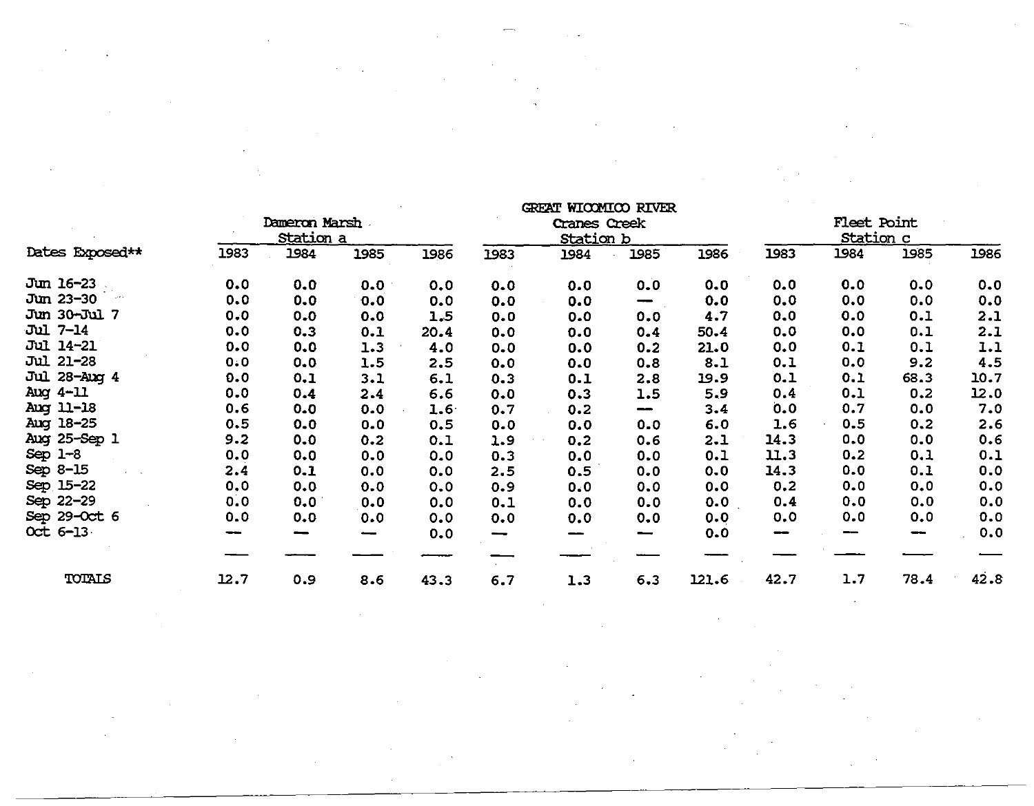| | GREAT WICOMICO RIVER | | | | | | | | | | | |
|---|---|---|---|---|---|---|---|---|---|---|---|---|
| | Dameron Marsh Station a | | | | Cranes Creek Station b | | | | Fleet Point Station c | | | |
| Dates Exposed** | 1983 | 1984 | 1985 | 1986 | 1983 | 1984 | 1985 | 1986 | 1983 | 1984 | 1985 | 1986 |
| Jun 16-23 | 0.0 | 0.0 | 0.0 | 0.0 | 0.0 | 0.0 | 0.0 | 0.0 | 0.0 | 0.0 | 0.0 | 0.0 |
| Jun 23-30 | 0.0 | 0.0 | 0.0 | 0.0 | 0.0 | 0.0 | — | 0.0 | 0.0 | 0.0 | 0.0 | 0.0 |
| Jun 30-Jul 7 | 0.0 | 0.0 | 0.0 | 1.5 | 0.0 | 0.0 | 0.0 | 4.7 | 0.0 | 0.0 | 0.1 | 2.1 |
| Jul 7-14 | 0.0 | 0.3 | 0.1 | 20.4 | 0.0 | 0.0 | 0.4 | 50.4 | 0.0 | 0.0 | 0.1 | 2.1 |
| Jul 14-21 | 0.0 | 0.0 | 1.3 | 4.0 | 0.0 | 0.0 | 0.2 | 21.0 | 0.0 | 0.1 | 0.1 | 1.1 |
| Jul 21-28 | 0.0 | 0.0 | 1.5 | 2.5 | 0.0 | 0.0 | 0.8 | 8.1 | 0.1 | 0.0 | 9.2 | 4.5 |
| Jul 28-Aug 4 | 0.0 | 0.1 | 3.1 | 6.1 | 0.3 | 0.1 | 2.8 | 19.9 | 0.1 | 0.1 | 68.3 | 10.7 |
| Aug 4-11 | 0.0 | 0.4 | 2.4 | 6.6 | 0.0 | 0.3 | 1.5 | 5.9 | 0.4 | 0.1 | 0.2 | 12.0 |
| Aug 11-18 | 0.6 | 0.0 | 0.0 | 1.6 | 0.7 | 0.2 | — | 3.4 | 0.0 | 0.7 | 0.0 | 7.0 |
| Aug 18-25 | 0.5 | 0.0 | 0.0 | 0.5 | 0.0 | 0.0 | 0.0 | 6.0 | 1.6 | 0.5 | 0.2 | 2.6 |
| Aug 25-Sep 1 | 9.2 | 0.0 | 0.2 | 0.1 | 1.9 | 0.2 | 0.6 | 2.1 | 14.3 | 0.0 | 0.0 | 0.6 |
| Sep 1-8 | 0.0 | 0.0 | 0.0 | 0.0 | 0.3 | 0.0 | 0.0 | 0.1 | 11.3 | 0.2 | 0.1 | 0.1 |
| Sep 8-15 | 2.4 | 0.1 | 0.0 | 0.0 | 2.5 | 0.5 | 0.0 | 0.0 | 14.3 | 0.0 | 0.1 | 0.0 |
| Sep 15-22 | 0.0 | 0.0 | 0.0 | 0.0 | 0.9 | 0.0 | 0.0 | 0.0 | 0.2 | 0.0 | 0.0 | 0.0 |
| Sep 22-29 | 0.0 | 0.0 | 0.0 | 0.0 | 0.1 | 0.0 | 0.0 | 0.0 | 0.4 | 0.0 | 0.0 | 0.0 |
| Sep 29-Oct 6 | 0.0 | 0.0 | 0.0 | 0.0 | 0.0 | 0.0 | 0.0 | 0.0 | 0.0 | 0.0 | 0.0 | 0.0 |
| Oct 6-13 | — | — | — | 0.0 | — | — | — | 0.0 | — | — | — | 0.0 |
| TOTALS | 12.7 | 0.9 | 8.6 | 43.3 | 6.7 | 1.3 | 6.3 | 121.6 | 42.7 | 1.7 | 78.4 | 42.8 |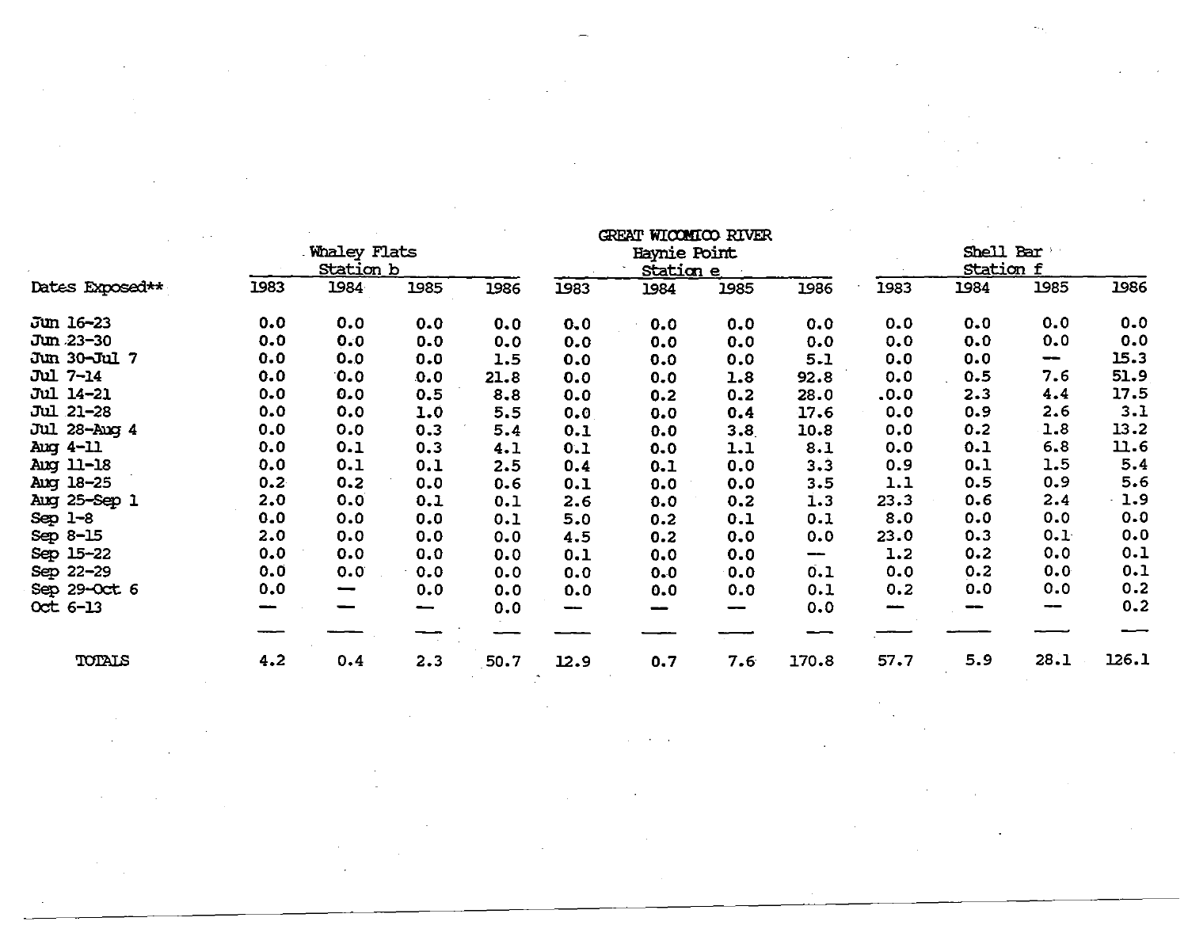| | GREAT WICOMICO RIVER | | | | | | | | | | | |
|---|---|---|---|---|---|---|---|---|---|---|---|---|
| | Whaley Flats Station b | | | | Haynie Point Station e | | | | Shell Bar Station f | | | |
| Dates Exposed** | 1983 | 1984 | 1985 | 1986 | 1983 | 1984 | 1985 | 1986 | 1983 | 1984 | 1985 | 1986 |
| Jun 16-23 | 0.0 | 0.0 | 0.0 | 0.0 | 0.0 | 0.0 | 0.0 | 0.0 | 0.0 | 0.0 | 0.0 | 0.0 |
| Jun 23-30 | 0.0 | 0.0 | 0.0 | 0.0 | 0.0 | 0.0 | 0.0 | 0.0 | 0.0 | 0.0 | 0.0 | 0.0 |
| Jun 30-Jul 7 | 0.0 | 0.0 | 0.0 | 1.5 | 0.0 | 0.0 | 0.0 | 5.1 | 0.0 | 0.0 | — | 15.3 |
| Jul 7-14 | 0.0 | 0.0 | 0.0 | 21.8 | 0.0 | 0.0 | 1.8 | 92.8 | 0.0 | 0.5 | 7.6 | 51.9 |
| Jul 14-21 | 0.0 | 0.0 | 0.5 | 8.8 | 0.0 | 0.2 | 0.2 | 28.0 | .0.0 | 2.3 | 4.4 | 17.5 |
| Jul 21-28 | 0.0 | 0.0 | 1.0 | 5.5 | 0.0 | 0.0 | 0.4 | 17.6 | 0.0 | 0.9 | 2.6 | 3.1 |
| Jul 28-Aug 4 | 0.0 | 0.0 | 0.3 | 5.4 | 0.1 | 0.0 | 3.8 | 10.8 | 0.0 | 0.2 | 1.8 | 13.2 |
| Aug 4-11 | 0.0 | 0.1 | 0.3 | 4.1 | 0.1 | 0.0 | 1.1 | 8.1 | 0.0 | 0.1 | 6.8 | 11.6 |
| Aug 11-18 | 0.0 | 0.1 | 0.1 | 2.5 | 0.4 | 0.1 | 0.0 | 3.3 | 0.9 | 0.1 | 1.5 | 5.4 |
| Aug 18-25 | 0.2 | 0.2 | 0.0 | 0.6 | 0.1 | 0.0 | 0.0 | 3.5 | 1.1 | 0.5 | 0.9 | 5.6 |
| Aug 25-Sep 1 | 2.0 | 0.0 | 0.1 | 0.1 | 2.6 | 0.0 | 0.2 | 1.3 | 23.3 | 0.6 | 2.4 | 1.9 |
| Sep 1-8 | 0.0 | 0.0 | 0.0 | 0.1 | 5.0 | 0.2 | 0.1 | 0.1 | 8.0 | 0.0 | 0.0 | 0.0 |
| Sep 8-15 | 2.0 | 0.0 | 0.0 | 0.0 | 4.5 | 0.2 | 0.0 | 0.0 | 23.0 | 0.3 | 0.1 | 0.0 |
| Sep 15-22 | 0.0 | 0.0 | 0.0 | 0.0 | 0.1 | 0.0 | 0.0 | — | 1.2 | 0.2 | 0.0 | 0.1 |
| Sep 22-29 | 0.0 | 0.0 | 0.0 | 0.0 | 0.0 | 0.0 | 0.0 | 0.1 | 0.0 | 0.2 | 0.0 | 0.1 |
| Sep 29-Oct 6 | 0.0 | — | 0.0 | 0.0 | 0.0 | 0.0 | 0.0 | 0.1 | 0.2 | 0.0 | 0.0 | 0.2 |
| Oct 6-13 | — | — | — | 0.0 | — | — | — | 0.0 | — | — | — | 0.2 |
| TOTALS | 4.2 | 0.4 | 2.3 | 50.7 | 12.9 | 0.7 | 7.6 | 170.8 | 57.7 | 5.9 | 28.1 | 126.1 |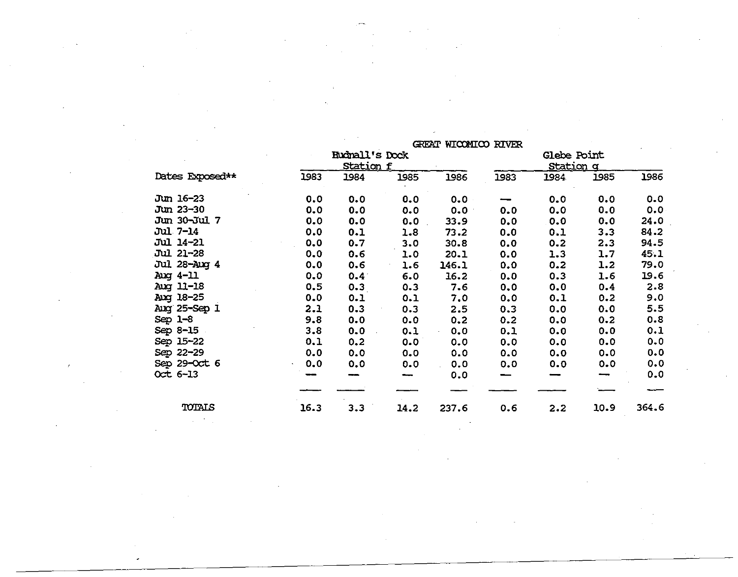| | GREAT WICOMICO RIVER | | | | | | | |
|---|---|---|---|---|---|---|---|---|
| | Budnall's Dock Station f | | | | Glebe Point Station g | | | |
| Dates Exposed** | 1983 | 1984 | 1985 | 1986 | 1983 | 1984 | 1985 | 1986 |
| Jun 16-23 | 0.0 | 0.0 | 0.0 | 0.0 | — | 0.0 | 0.0 | 0.0 |
| Jun 23-30 | 0.0 | 0.0 | 0.0 | 0.0 | 0.0 | 0.0 | 0.0 | 0.0 |
| Jun 30-Jul 7 | 0.0 | 0.0 | 0.0 | 33.9 | 0.0 | 0.0 | 0.0 | 24.0 |
| Jul 7-14 | 0.0 | 0.1 | 1.8 | 73.2 | 0.0 | 0.1 | 3.3 | 84.2 |
| Jul 14-21 | 0.0 | 0.7 | 3.0 | 30.8 | 0.0 | 0.2 | 2.3 | 94.5 |
| Jul 21-28 | 0.0 | 0.6 | 1.0 | 20.1 | 0.0 | 1.3 | 1.7 | 45.1 |
| Jul 28-Aug 4 | 0.0 | 0.6 | 1.6 | 146.1 | 0.0 | 0.2 | 1.2 | 79.0 |
| Aug 4-11 | 0.0 | 0.4 | 6.0 | 16.2 | 0.0 | 0.3 | 1.6 | 19.6 |
| Aug 11-18 | 0.5 | 0.3 | 0.3 | 7.6 | 0.0 | 0.0 | 0.4 | 2.8 |
| Aug 18-25 | 0.0 | 0.1 | 0.1 | 7.0 | 0.0 | 0.1 | 0.2 | 9.0 |
| Aug 25-Sep 1 | 2.1 | 0.3 | 0.3 | 2.5 | 0.3 | 0.0 | 0.0 | 5.5 |
| Sep 1-8 | 9.8 | 0.0 | 0.0 | 0.2 | 0.2 | 0.0 | 0.2 | 0.8 |
| Sep 8-15 | 3.8 | 0.0 | 0.1 | 0.0 | 0.1 | 0.0 | 0.0 | 0.1 |
| Sep 15-22 | 0.1 | 0.2 | 0.0 | 0.0 | 0.0 | 0.0 | 0.0 | 0.0 |
| Sep 22-29 | 0.0 | 0.0 | 0.0 | 0.0 | 0.0 | 0.0 | 0.0 | 0.0 |
| Sep 29-Oct 6 | 0.0 | 0.0 | 0.0 | 0.0 | 0.0 | 0.0 | 0.0 | 0.0 |
| Oct 6-13 | — | — | — | 0.0 | — | — | — | 0.0 |
| TOTALS | 16.3 | 3.3 | 14.2 | 237.6 | 0.6 | 2.2 | 10.9 | 364.6 |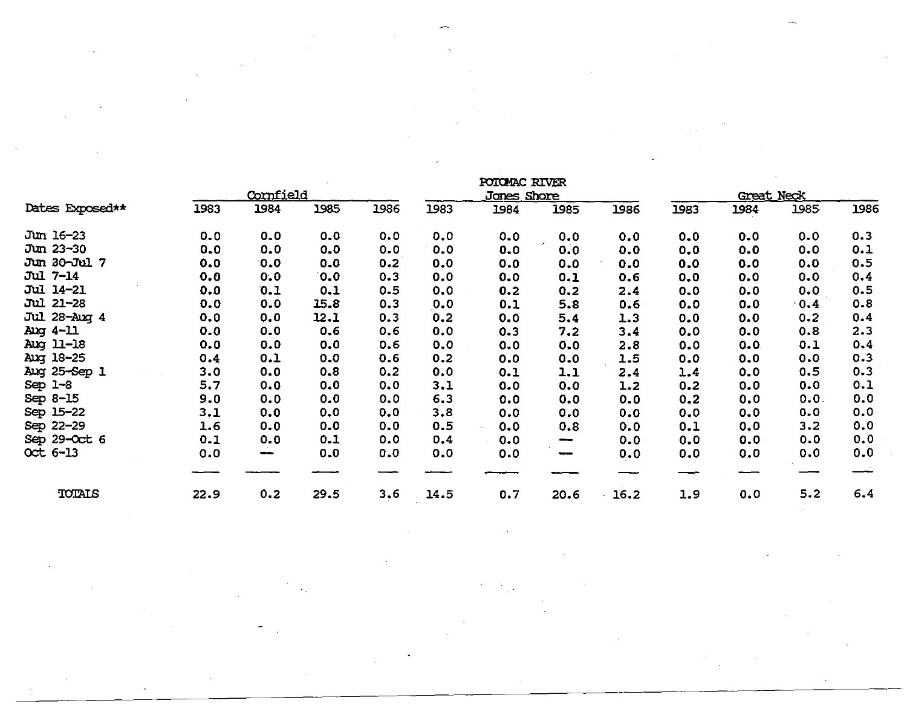| Dates Exposed** | Cornfield 1983 | Cornfield 1984 | Cornfield 1985 | Cornfield 1986 | Jones Shore 1983 | Jones Shore 1984 | Jones Shore 1985 | Jones Shore 1986 | Great Neck 1983 | Great Neck 1984 | Great Neck 1985 | Great Neck 1986 |
|---|---|---|---|---|---|---|---|---|---|---|---|---|
| | | | | | POTOMAC RIVER | | | | | | | |
| Jun 16-23 | 0.0 | 0.0 | 0.0 | 0.0 | 0.0 | 0.0 | 0.0 | 0.0 | 0.0 | 0.0 | 0.0 | 0.3 |
| Jun 23-30 | 0.0 | 0.0 | 0.0 | 0.0 | 0.0 | 0.0 | 0.0 | 0.0 | 0.0 | 0.0 | 0.0 | 0.1 |
| Jun 30-Jul 7 | 0.0 | 0.0 | 0.0 | 0.2 | 0.0 | 0.0 | 0.0 | 0.0 | 0.0 | 0.0 | 0.0 | 0.5 |
| Jul 7-14 | 0.0 | 0.0 | 0.0 | 0.3 | 0.0 | 0.0 | 0.1 | 0.6 | 0.0 | 0.0 | 0.0 | 0.4 |
| Jul 14-21 | 0.0 | 0.1 | 0.1 | 0.5 | 0.0 | 0.2 | 0.2 | 2.4 | 0.0 | 0.0 | 0.0 | 0.5 |
| Jul 21-28 | 0.0 | 0.0 | 15.8 | 0.3 | 0.0 | 0.1 | 5.8 | 0.6 | 0.0 | 0.0 | 0.4 | 0.8 |
| Jul 28-Aug 4 | 0.0 | 0.0 | 12.1 | 0.3 | 0.2 | 0.0 | 5.4 | 1.3 | 0.0 | 0.0 | 0.2 | 0.4 |
| Aug 4-11 | 0.0 | 0.0 | 0.6 | 0.6 | 0.0 | 0.3 | 7.2 | 3.4 | 0.0 | 0.0 | 0.8 | 2.3 |
| Aug 11-18 | 0.0 | 0.0 | 0.0 | 0.6 | 0.0 | 0.0 | 0.0 | 2.8 | 0.0 | 0.0 | 0.1 | 0.4 |
| Aug 18-25 | 0.4 | 0.1 | 0.0 | 0.6 | 0.2 | 0.0 | 0.0 | 1.5 | 0.0 | 0.0 | 0.0 | 0.3 |
| Aug 25-Sep 1 | 3.0 | 0.0 | 0.8 | 0.2 | 0.0 | 0.1 | 1.1 | 2.4 | 1.4 | 0.0 | 0.5 | 0.3 |
| Sep 1-8 | 5.7 | 0.0 | 0.0 | 0.0 | 3.1 | 0.0 | 0.0 | 1.2 | 0.2 | 0.0 | 0.0 | 0.1 |
| Sep 8-15 | 9.0 | 0.0 | 0.0 | 0.0 | 6.3 | 0.0 | 0.0 | 0.0 | 0.2 | 0.0 | 0.0 | 0.0 |
| Sep 15-22 | 3.1 | 0.0 | 0.0 | 0.0 | 3.8 | 0.0 | 0.0 | 0.0 | 0.0 | 0.0 | 0.0 | 0.0 |
| Sep 22-29 | 1.6 | 0.0 | 0.0 | 0.0 | 0.5 | 0.0 | 0.8 | 0.0 | 0.1 | 0.0 | 3.2 | 0.0 |
| Sep 29-Oct 6 | 0.1 | 0.0 | 0.1 | 0.0 | 0.4 | 0.0 | — | 0.0 | 0.0 | 0.0 | 0.0 | 0.0 |
| Oct 6-13 | 0.0 | — | 0.0 | 0.0 | 0.0 | 0.0 | — | 0.0 | 0.0 | 0.0 | 0.0 | 0.0 |
| TOTALS | 22.9 | 0.2 | 29.5 | 3.6 | 14.5 | 0.7 | 20.6 | 16.2 | 1.9 | 0.0 | 5.2 | 6.4 |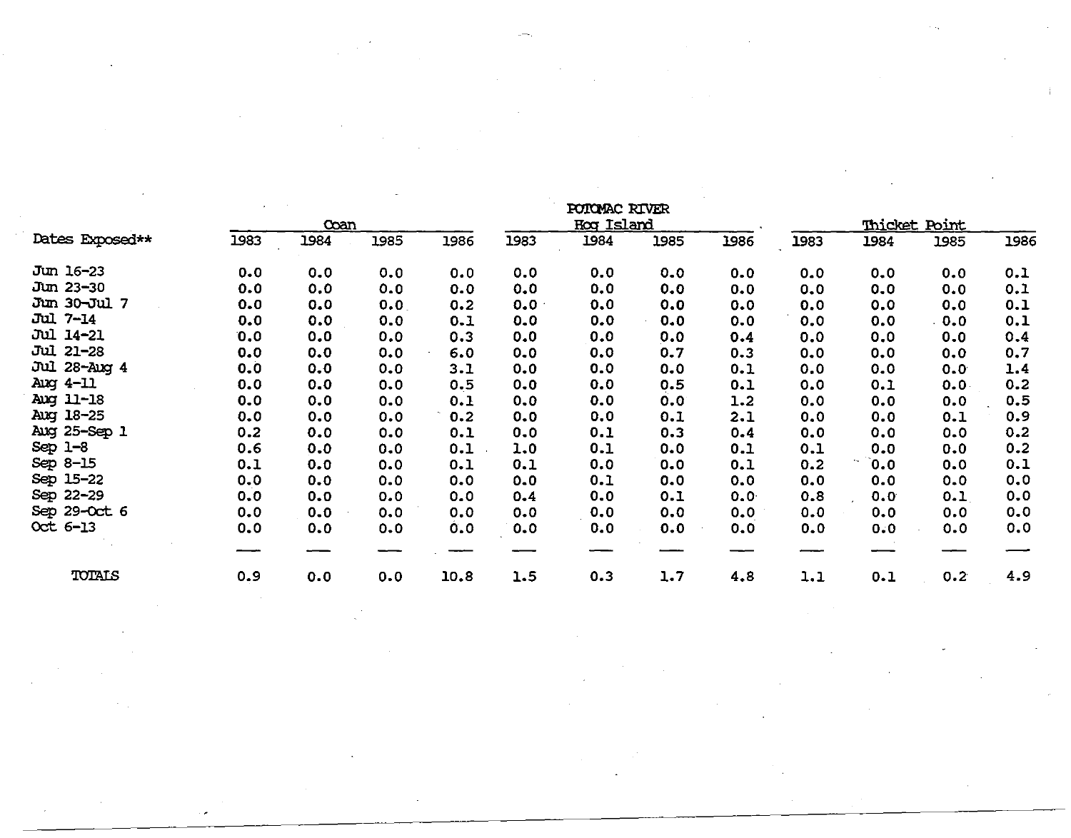| | POTOMAC RIVER | | | | | | | | | | | |
|---|---|---|---|---|---|---|---|---|---|---|---|---|
| | Coan | | | | Hog Island | | | | Thicket Point | | | |
| Dates Exposed** | 1983 | 1984 | 1985 | 1986 | 1983 | 1984 | 1985 | 1986 | 1983 | 1984 | 1985 | 1986 |
| Jun 16-23 | 0.0 | 0.0 | 0.0 | 0.0 | 0.0 | 0.0 | 0.0 | 0.0 | 0.0 | 0.0 | 0.0 | 0.1 |
| Jun 23-30 | 0.0 | 0.0 | 0.0 | 0.0 | 0.0 | 0.0 | 0.0 | 0.0 | 0.0 | 0.0 | 0.0 | 0.1 |
| Jun 30-Jul 7 | 0.0 | 0.0 | 0.0 | 0.2 | 0.0 | 0.0 | 0.0 | 0.0 | 0.0 | 0.0 | 0.0 | 0.1 |
| Jul 7-14 | 0.0 | 0.0 | 0.0 | 0.1 | 0.0 | 0.0 | 0.0 | 0.0 | 0.0 | 0.0 | 0.0 | 0.1 |
| Jul 14-21 | 0.0 | 0.0 | 0.0 | 0.3 | 0.0 | 0.0 | 0.0 | 0.4 | 0.0 | 0.0 | 0.0 | 0.4 |
| Jul 21-28 | 0.0 | 0.0 | 0.0 | 6.0 | 0.0 | 0.0 | 0.7 | 0.3 | 0.0 | 0.0 | 0.0 | 0.7 |
| Jul 28-Aug 4 | 0.0 | 0.0 | 0.0 | 3.1 | 0.0 | 0.0 | 0.0 | 0.1 | 0.0 | 0.0 | 0.0 | 1.4 |
| Aug 4-11 | 0.0 | 0.0 | 0.0 | 0.5 | 0.0 | 0.0 | 0.5 | 0.1 | 0.0 | 0.1 | 0.0 | 0.2 |
| Aug 11-18 | 0.0 | 0.0 | 0.0 | 0.1 | 0.0 | 0.0 | 0.0 | 1.2 | 0.0 | 0.0 | 0.0 | 0.5 |
| Aug 18-25 | 0.0 | 0.0 | 0.0 | 0.2 | 0.0 | 0.0 | 0.1 | 2.1 | 0.0 | 0.0 | 0.1 | 0.9 |
| Aug 25-Sep 1 | 0.2 | 0.0 | 0.0 | 0.1 | 0.0 | 0.1 | 0.3 | 0.4 | 0.0 | 0.0 | 0.0 | 0.2 |
| Sep 1-8 | 0.6 | 0.0 | 0.0 | 0.1 | 1.0 | 0.1 | 0.0 | 0.1 | 0.1 | 0.0 | 0.0 | 0.2 |
| Sep 8-15 | 0.1 | 0.0 | 0.0 | 0.1 | 0.1 | 0.0 | 0.0 | 0.1 | 0.2 | 0.0 | 0.0 | 0.1 |
| Sep 15-22 | 0.0 | 0.0 | 0.0 | 0.0 | 0.0 | 0.1 | 0.0 | 0.0 | 0.0 | 0.0 | 0.0 | 0.0 |
| Sep 22-29 | 0.0 | 0.0 | 0.0 | 0.0 | 0.4 | 0.0 | 0.1 | 0.0 | 0.8 | 0.0 | 0.1 | 0.0 |
| Sep 29-Oct 6 | 0.0 | 0.0 | 0.0 | 0.0 | 0.0 | 0.0 | 0.0 | 0.0 | 0.0 | 0.0 | 0.0 | 0.0 |
| Oct 6-13 | 0.0 | 0.0 | 0.0 | 0.0 | 0.0 | 0.0 | 0.0 | 0.0 | 0.0 | 0.0 | 0.0 | 0.0 |
| TOTALS | 0.9 | 0.0 | 0.0 | 10.8 | 1.5 | 0.3 | 1.7 | 4.8 | 1.1 | 0.1 | 0.2 | 4.9 |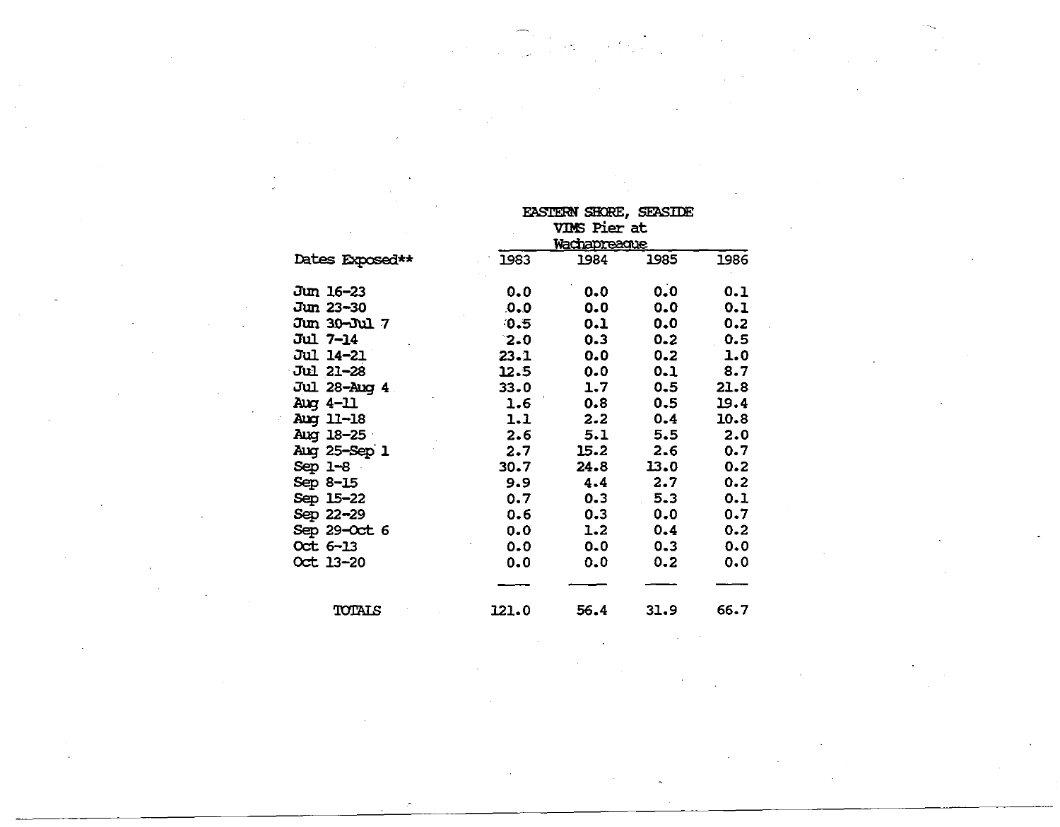| Dates Exposed** | EASTERN SHORE, SEASIDE VIMS Pier at Wachapreague | | | |
|---|---|---|---|---|
| | 1983 | 1984 | 1985 | 1986 |
| Jun 16-23 | 0.0 | 0.0 | 0.0 | 0.1 |
| Jun 23-30 | 0.0 | 0.0 | 0.0 | 0.1 |
| Jun 30-Jul 7 | 0.5 | 0.1 | 0.0 | 0.2 |
| Jul 7-14 | 2.0 | 0.3 | 0.2 | 0.5 |
| Jul 14-21 | 23.1 | 0.0 | 0.2 | 1.0 |
| Jul 21-28 | 12.5 | 0.0 | 0.1 | 8.7 |
| Jul 28-Aug 4 | 33.0 | 1.7 | 0.5 | 21.8 |
| Aug 4-11 | 1.6 | 0.8 | 0.5 | 19.4 |
| Aug 11-18 | 1.1 | 2.2 | 0.4 | 10.8 |
| Aug 18-25 | 2.6 | 5.1 | 5.5 | 2.0 |
| Aug 25-Sep 1 | 2.7 | 15.2 | 2.6 | 0.7 |
| Sep 1-8 | 30.7 | 24.8 | 13.0 | 0.2 |
| Sep 8-15 | 9.9 | 4.4 | 2.7 | 0.2 |
| Sep 15-22 | 0.7 | 0.3 | 5.3 | 0.1 |
| Sep 22-29 | 0.6 | 0.3 | 0.0 | 0.7 |
| Sep 29-Oct 6 | 0.0 | 1.2 | 0.4 | 0.2 |
| Oct 6-13 | 0.0 | 0.0 | 0.3 | 0.0 |
| Oct 13-20 | 0.0 | 0.0 | 0.2 | 0.0 |
| TOTALS | 121.0 | 56.4 | 31.9 | 66.7 |